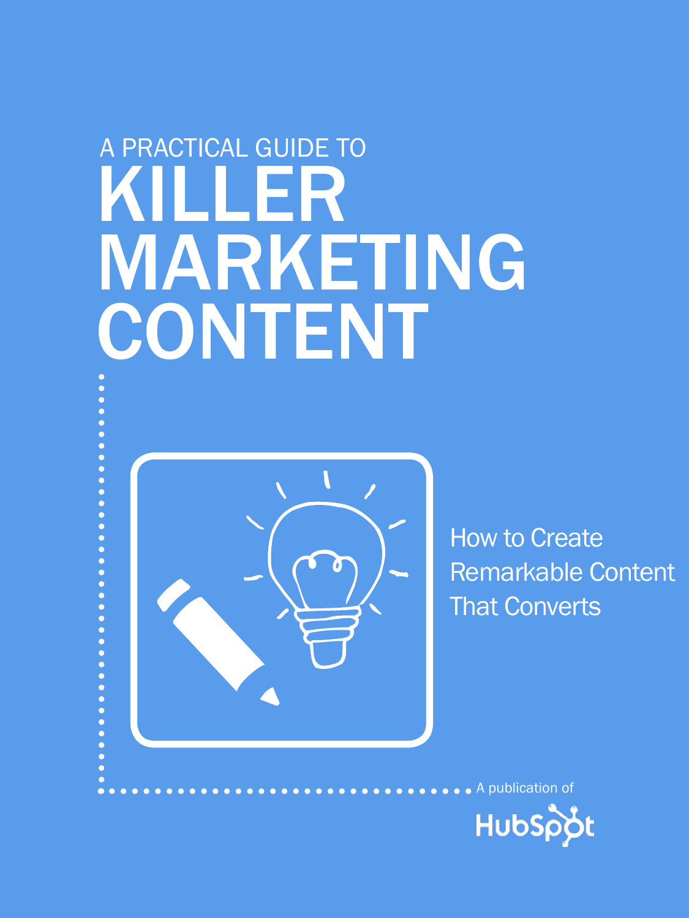A PRACTICAL GUIDE TO

# KILLER MARKETING CONTENT

How to Create Remarkable Content That Converts

A publication of

HubSpot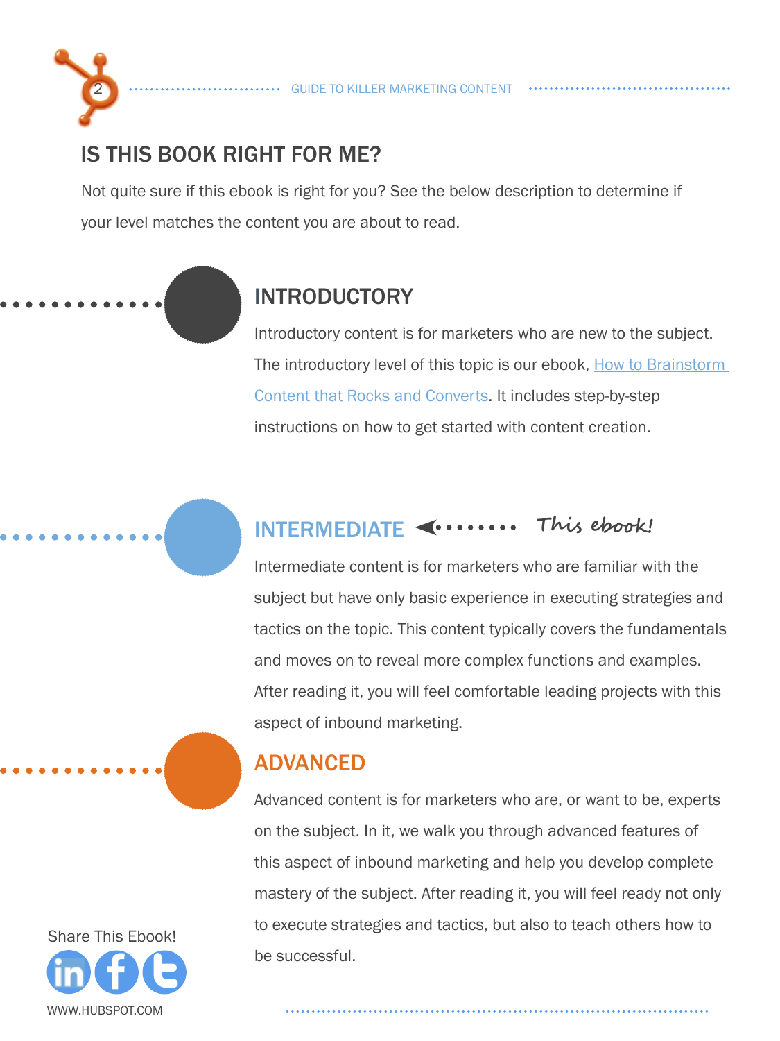## IS THIS BOOK RIGHT FOR ME?

Not quite sure if this ebook is right for you? See the below description to determine if your level matches the content you are about to read.

### INTRODUCTORY

Introductory content is for marketers who are new to the subject. The introductory level of this topic is our ebook, How to Brainstorm Content that Rocks and Converts. It includes step-by-step instructions on how to get started with content creation.

### INTERMEDIATE

This ebook!

Intermediate content is for marketers who are familiar with the subject but have only basic experience in executing strategies and tactics on the topic. This content typically covers the fundamentals and moves on to reveal more complex functions and examples. After reading it, you will feel comfortable leading projects with this aspect of inbound marketing.

### ADVANCED

Advanced content is for marketers who are, or want to be, experts on the subject. In it, we walk you through advanced features of this aspect of inbound marketing and help you develop complete mastery of the subject. After reading it, you will feel ready not only to execute strategies and tactics, but also to teach others how to be successful.

Share This Ebook!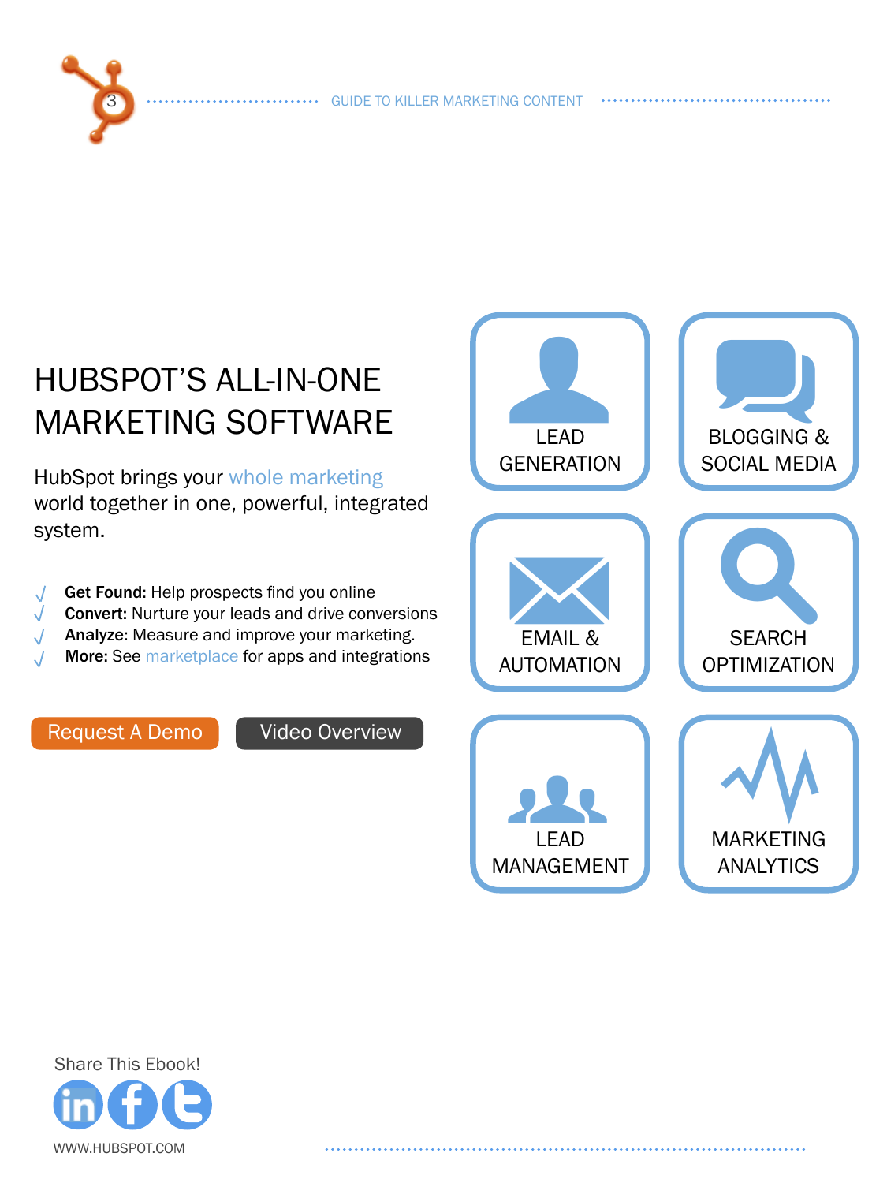# HUBSPOT'S ALL-IN-ONE MARKETING SOFTWARE

HubSpot brings your whole marketing world together in one, powerful, integrated system.

- **Get Found:** Help prospects find you online
- **Convert:** Nurture your leads and drive conversions
- **Analyze:** Measure and improve your marketing.
- **More:** See marketplace for apps and integrations

Request A Demo

Video Overview

LEAD GENERATION

BLOGGING & SOCIAL MEDIA

EMAIL & AUTOMATION

SEARCH OPTIMIZATION

LEAD MANAGEMENT

MARKETING ANALYTICS

Share This Ebook!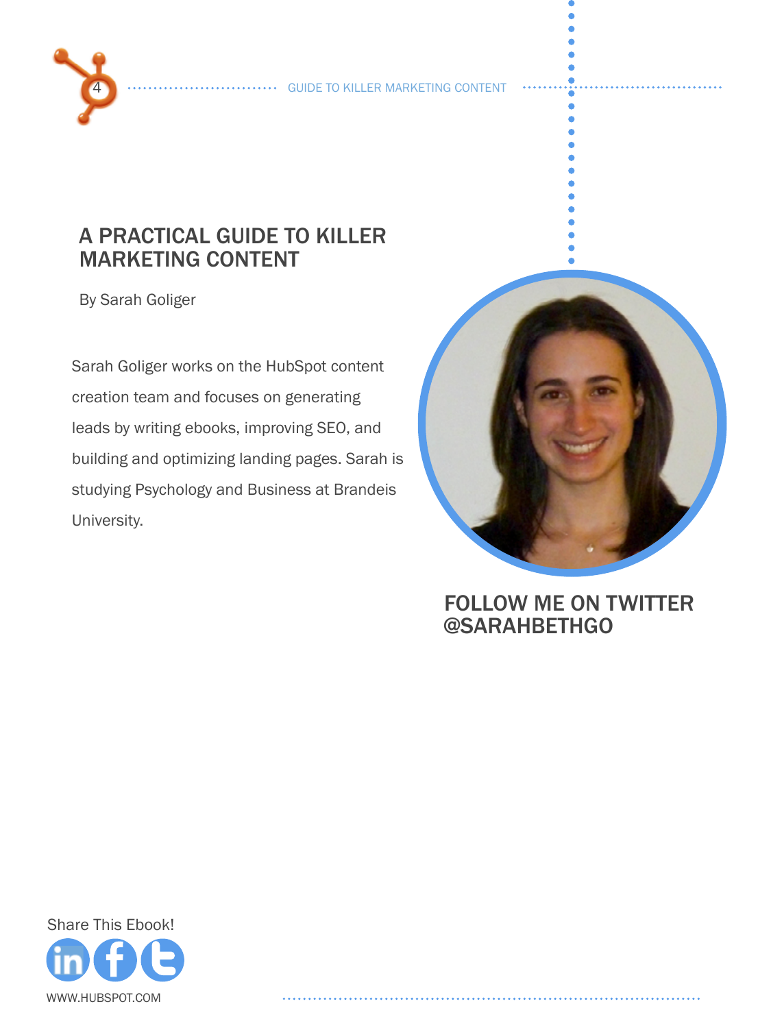# A PRACTICAL GUIDE TO KILLER MARKETING CONTENT

By Sarah Goliger

Sarah Goliger works on the HubSpot content creation team and focuses on generating leads by writing ebooks, improving SEO, and building and optimizing landing pages. Sarah is studying Psychology and Business at Brandeis University.

## FOLLOW ME ON TWITTER @SARAHBETHGO

Share This Ebook!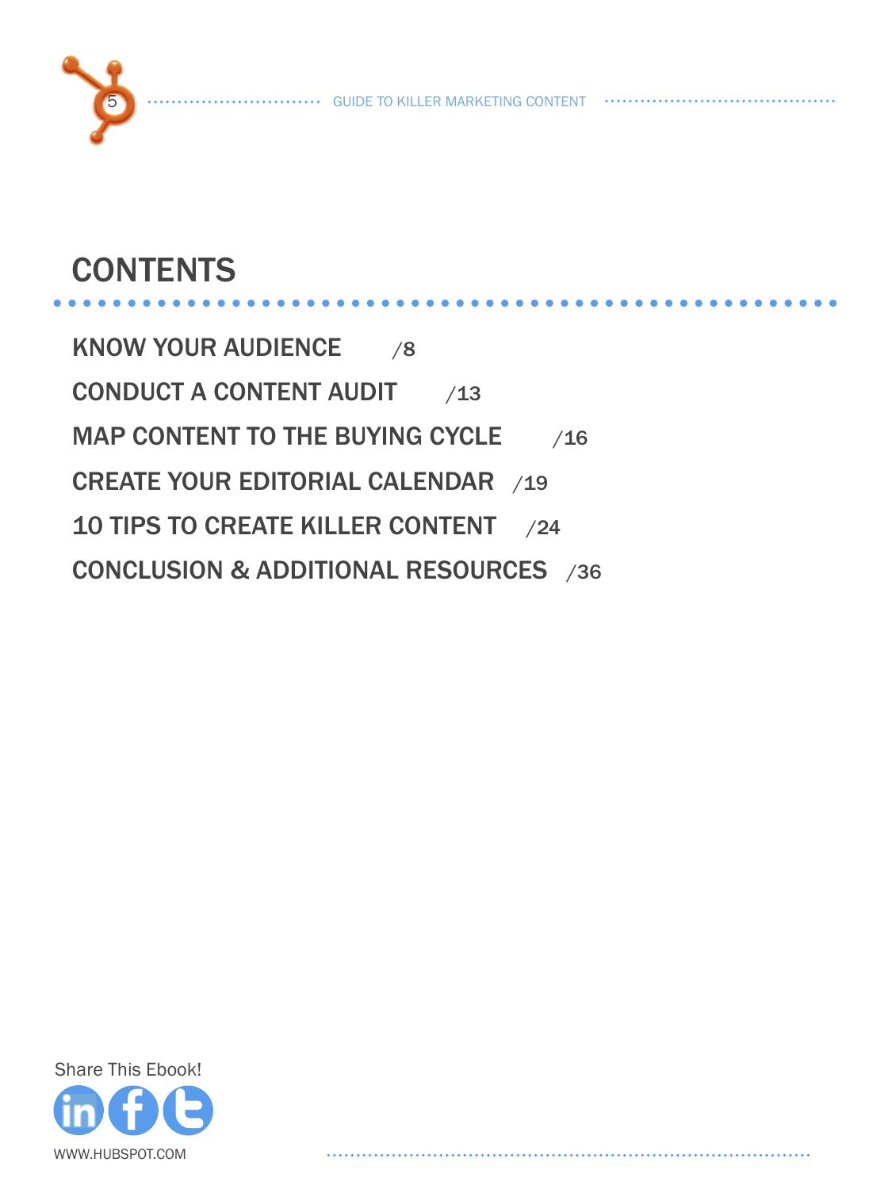# CONTENTS

KNOW YOUR AUDIENCE /8

CONDUCT A CONTENT AUDIT /13

MAP CONTENT TO THE BUYING CYCLE /16

CREATE YOUR EDITORIAL CALENDAR /19

10 TIPS TO CREATE KILLER CONTENT /24

CONCLUSION & ADDITIONAL RESOURCES /36

Share This Ebook!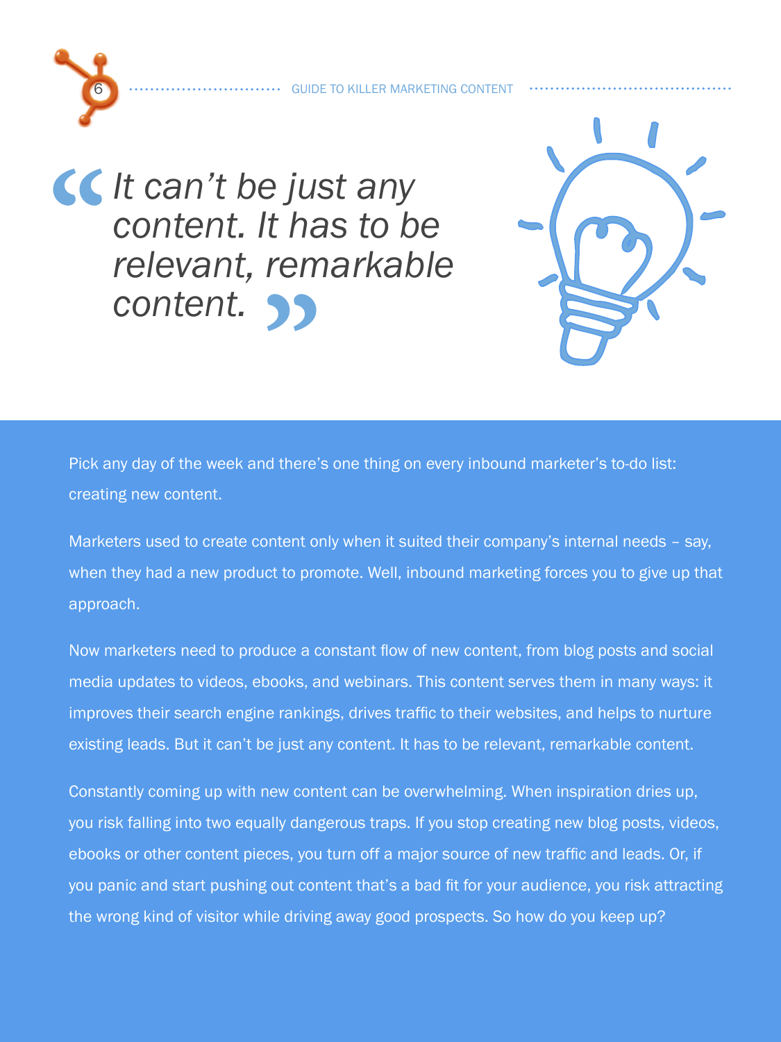> *It can't be just any content. It has to be relevant, remarkable content.*

Pick any day of the week and there's one thing on every inbound marketer's to-do list: creating new content.

Marketers used to create content only when it suited their company's internal needs – say, when they had a new product to promote. Well, inbound marketing forces you to give up that approach.

Now marketers need to produce a constant flow of new content, from blog posts and social media updates to videos, ebooks, and webinars. This content serves them in many ways: it improves their search engine rankings, drives traffic to their websites, and helps to nurture existing leads. But it can't be just any content. It has to be relevant, remarkable content.

Constantly coming up with new content can be overwhelming. When inspiration dries up, you risk falling into two equally dangerous traps. If you stop creating new blog posts, videos, ebooks or other content pieces, you turn off a major source of new traffic and leads. Or, if you panic and start pushing out content that's a bad fit for your audience, you risk attracting the wrong kind of visitor while driving away good prospects. So how do you keep up?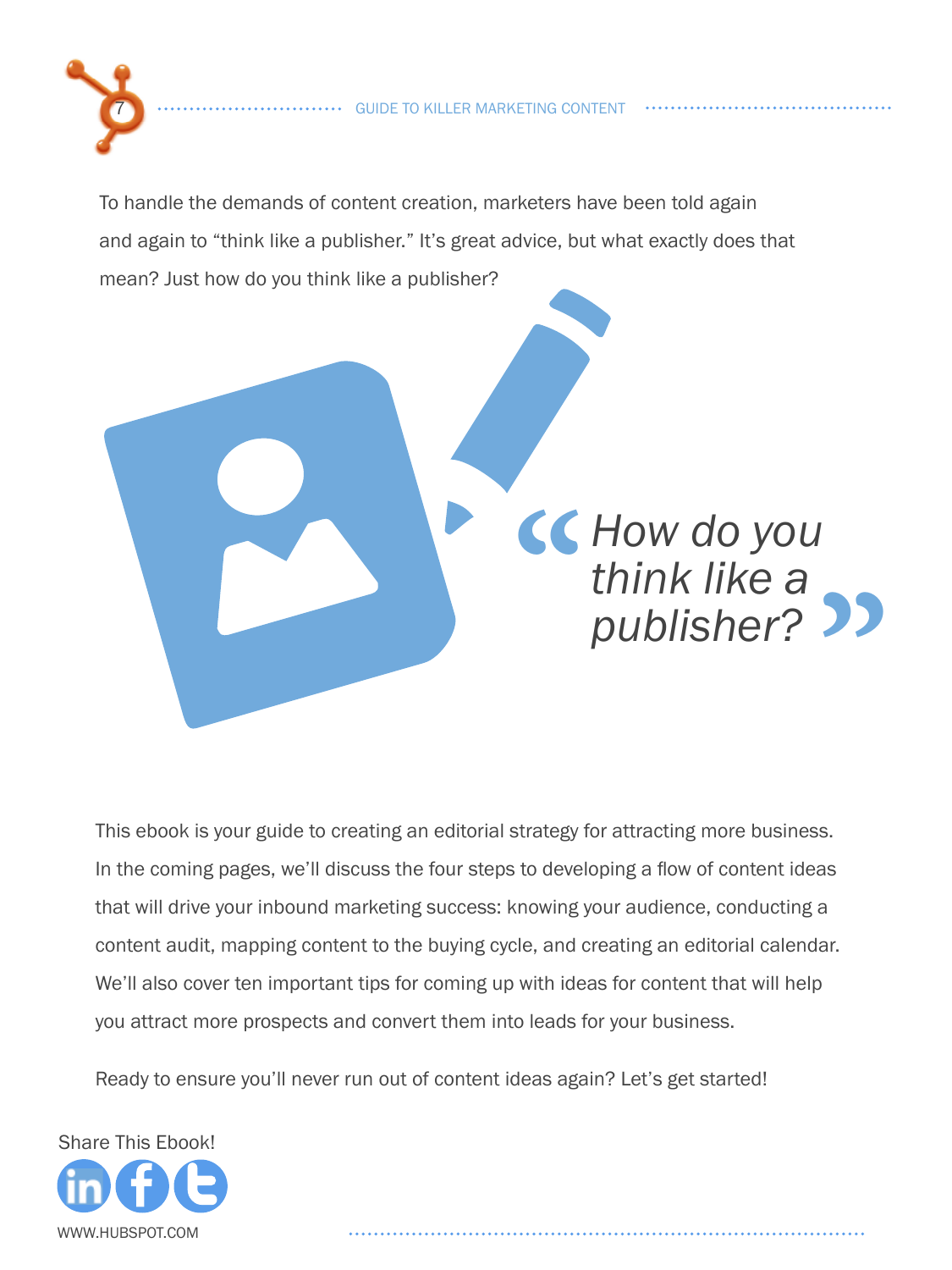To handle the demands of content creation, marketers have been told again and again to “think like a publisher.” It’s great advice, but what exactly does that mean? Just how do you think like a publisher?

> *“How do you think like a publisher?”*

This ebook is your guide to creating an editorial strategy for attracting more business. In the coming pages, we’ll discuss the four steps to developing a flow of content ideas that will drive your inbound marketing success: knowing your audience, conducting a content audit, mapping content to the buying cycle, and creating an editorial calendar. We’ll also cover ten important tips for coming up with ideas for content that will help you attract more prospects and convert them into leads for your business.

Ready to ensure you’ll never run out of content ideas again? Let’s get started!

Share This Ebook!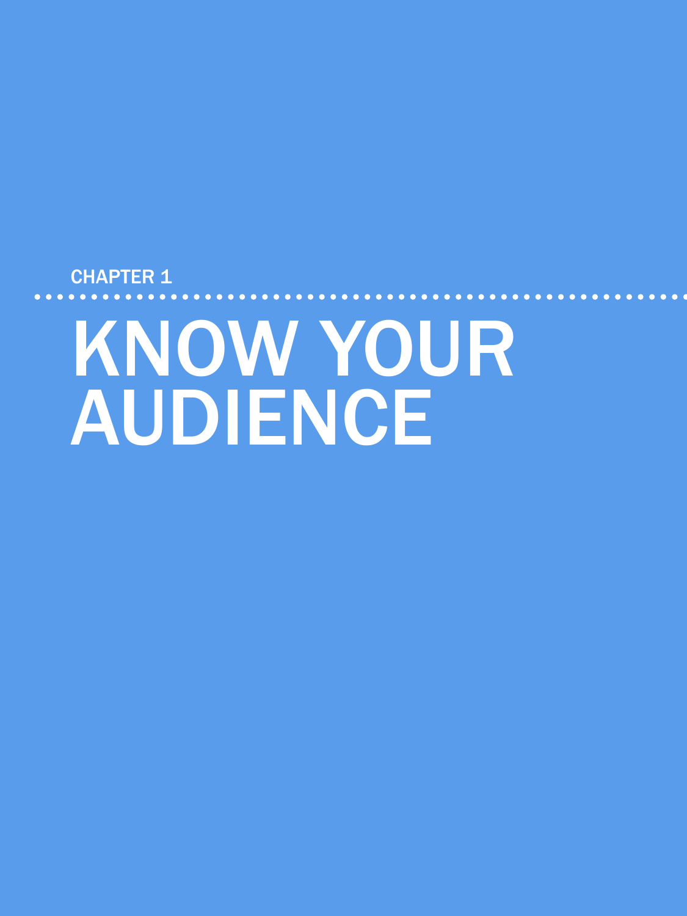CHAPTER 1

# KNOW YOUR AUDIENCE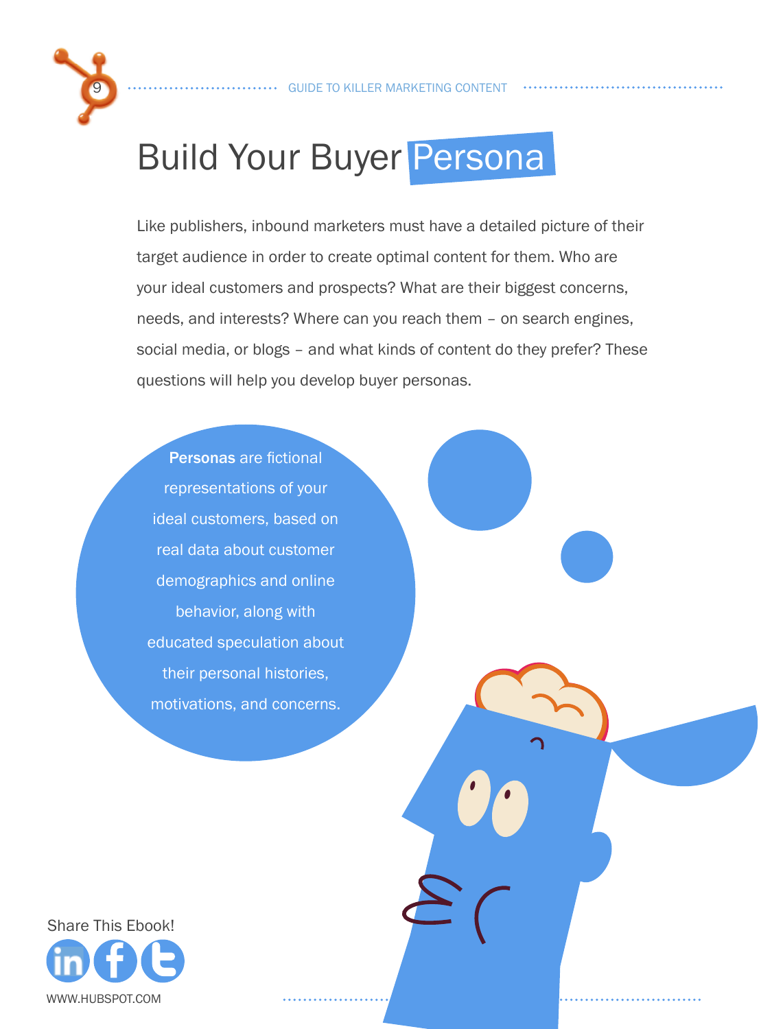# Build Your Buyer Persona

Like publishers, inbound marketers must have a detailed picture of their target audience in order to create optimal content for them. Who are your ideal customers and prospects? What are their biggest concerns, needs, and interests? Where can you reach them – on search engines, social media, or blogs – and what kinds of content do they prefer? These questions will help you develop buyer personas.

**Personas** are fictional representations of your ideal customers, based on real data about customer demographics and online behavior, along with educated speculation about their personal histories, motivations, and concerns.

Share This Ebook!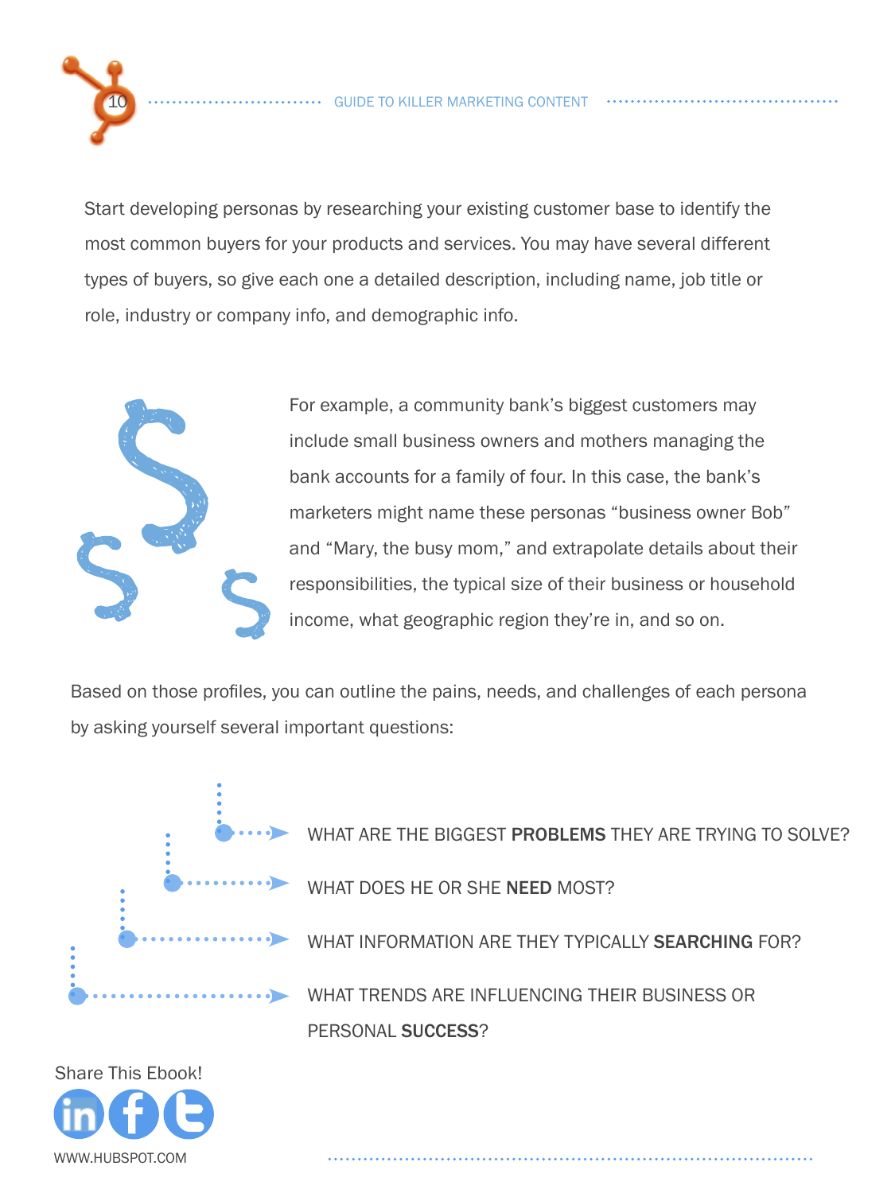Start developing personas by researching your existing customer base to identify the most common buyers for your products and services. You may have several different types of buyers, so give each one a detailed description, including name, job title or role, industry or company info, and demographic info.

For example, a community bank's biggest customers may include small business owners and mothers managing the bank accounts for a family of four. In this case, the bank's marketers might name these personas "business owner Bob" and "Mary, the busy mom," and extrapolate details about their responsibilities, the typical size of their business or household income, what geographic region they're in, and so on.

Based on those profiles, you can outline the pains, needs, and challenges of each persona by asking yourself several important questions:

- WHAT ARE THE BIGGEST **PROBLEMS** THEY ARE TRYING TO SOLVE?
- WHAT DOES HE OR SHE **NEED** MOST?
- WHAT INFORMATION ARE THEY TYPICALLY **SEARCHING** FOR?
- WHAT TRENDS ARE INFLUENCING THEIR BUSINESS OR PERSONAL **SUCCESS**?

Share This Ebook!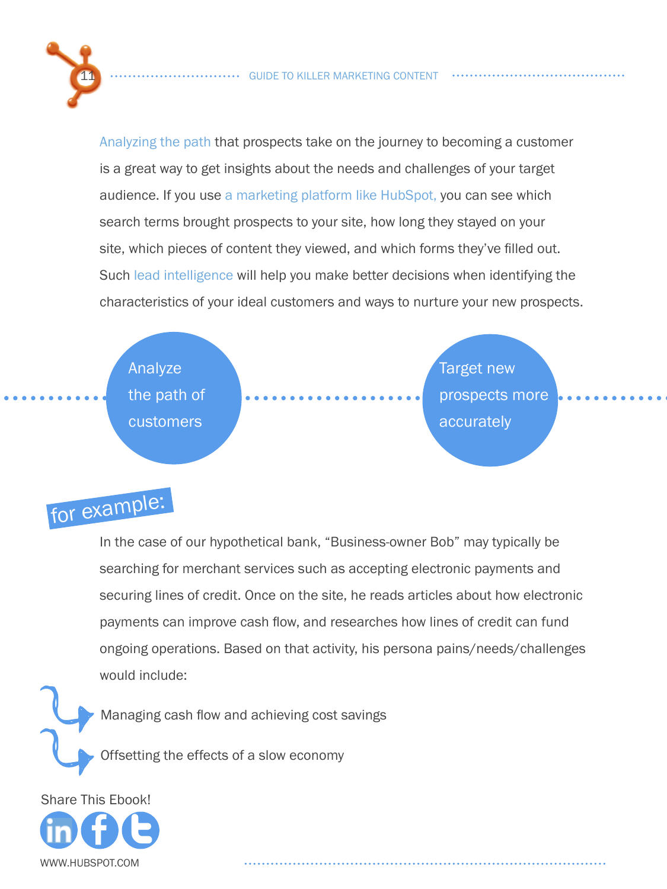Analyzing the path that prospects take on the journey to becoming a customer is a great way to get insights about the needs and challenges of your target audience. If you use a marketing platform like HubSpot, you can see which search terms brought prospects to your site, how long they stayed on your site, which pieces of content they viewed, and which forms they've filled out. Such lead intelligence will help you make better decisions when identifying the characteristics of your ideal customers and ways to nurture your new prospects.

Analyze the path of customers → Target new prospects more accurately

**for example:**

In the case of our hypothetical bank, "Business-owner Bob" may typically be searching for merchant services such as accepting electronic payments and securing lines of credit. Once on the site, he reads articles about how electronic payments can improve cash flow, and researches how lines of credit can fund ongoing operations. Based on that activity, his persona pains/needs/challenges would include:

- Managing cash flow and achieving cost savings
- Offsetting the effects of a slow economy

Share This Ebook!

WWW.HUBSPOT.COM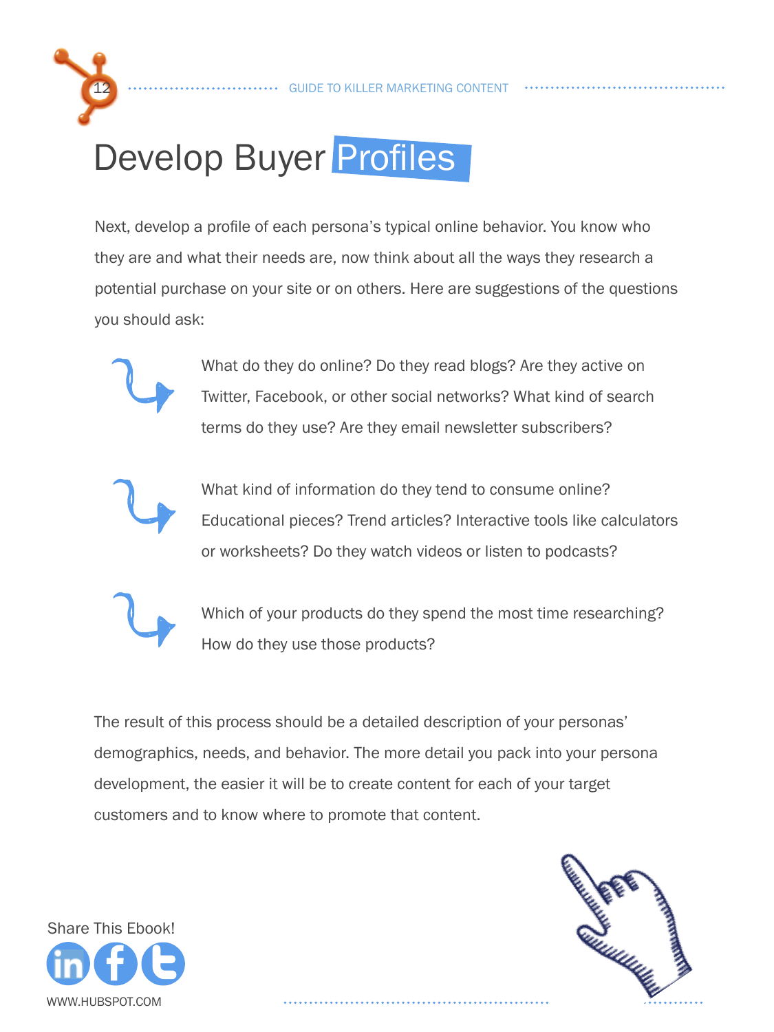# Develop Buyer Profiles

Next, develop a profile of each persona's typical online behavior. You know who they are and what their needs are, now think about all the ways they research a potential purchase on your site or on others. Here are suggestions of the questions you should ask:

- What do they do online? Do they read blogs? Are they active on Twitter, Facebook, or other social networks? What kind of search terms do they use? Are they email newsletter subscribers?
- What kind of information do they tend to consume online? Educational pieces? Trend articles? Interactive tools like calculators or worksheets? Do they watch videos or listen to podcasts?
- Which of your products do they spend the most time researching? How do they use those products?

The result of this process should be a detailed description of your personas' demographics, needs, and behavior. The more detail you pack into your persona development, the easier it will be to create content for each of your target customers and to know where to promote that content.

Share This Ebook!

WWW.HUBSPOT.COM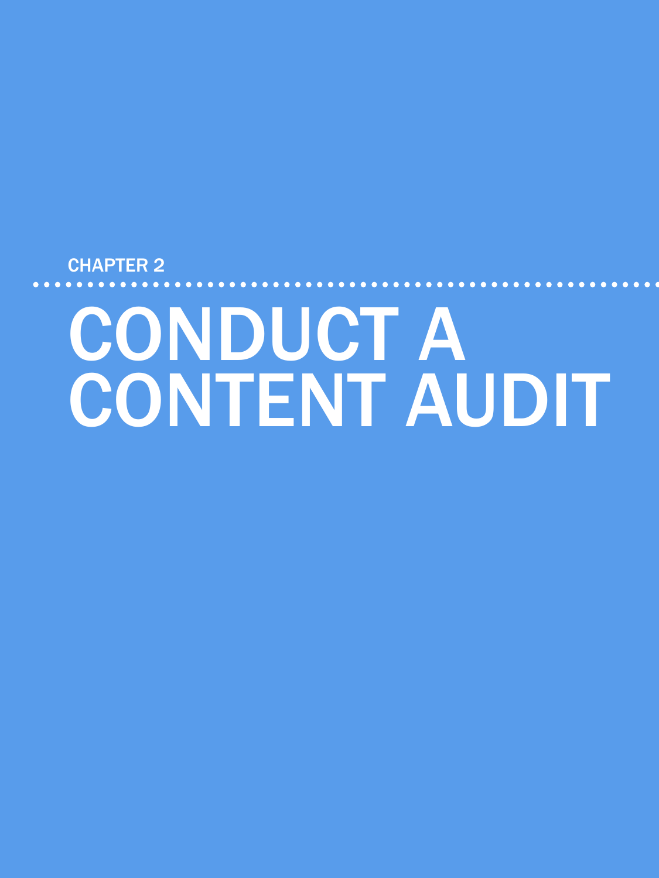CHAPTER 2

# CONDUCT A CONTENT AUDIT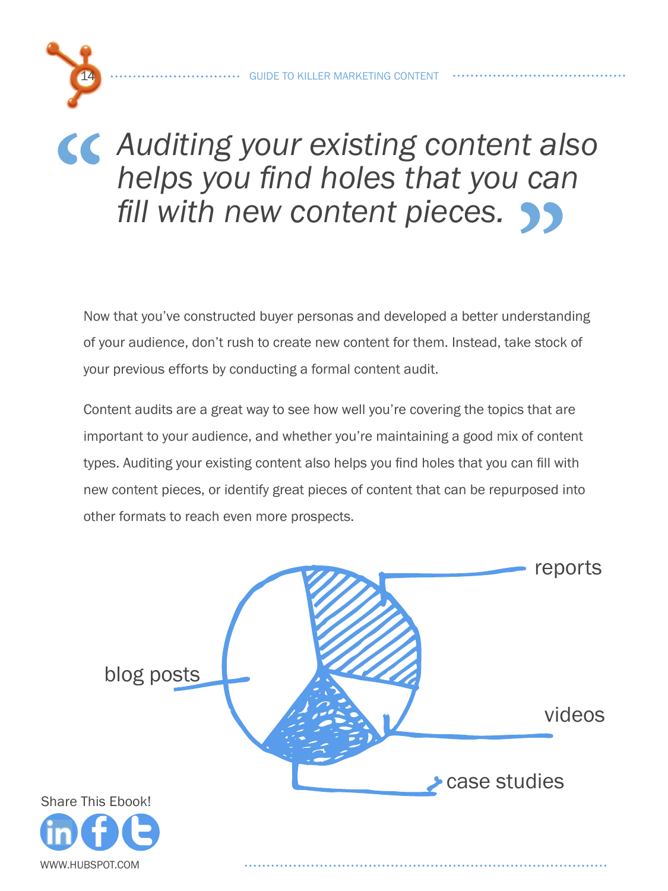> *Auditing your existing content also helps you find holes that you can fill with new content pieces.*

Now that you've constructed buyer personas and developed a better understanding of your audience, don't rush to create new content for them. Instead, take stock of your previous efforts by conducting a formal content audit.

Content audits are a great way to see how well you're covering the topics that are important to your audience, and whether you're maintaining a good mix of content types. Auditing your existing content also helps you find holes that you can fill with new content pieces, or identify great pieces of content that can be repurposed into other formats to reach even more prospects.

reports

blog posts

videos

case studies

Share This Ebook!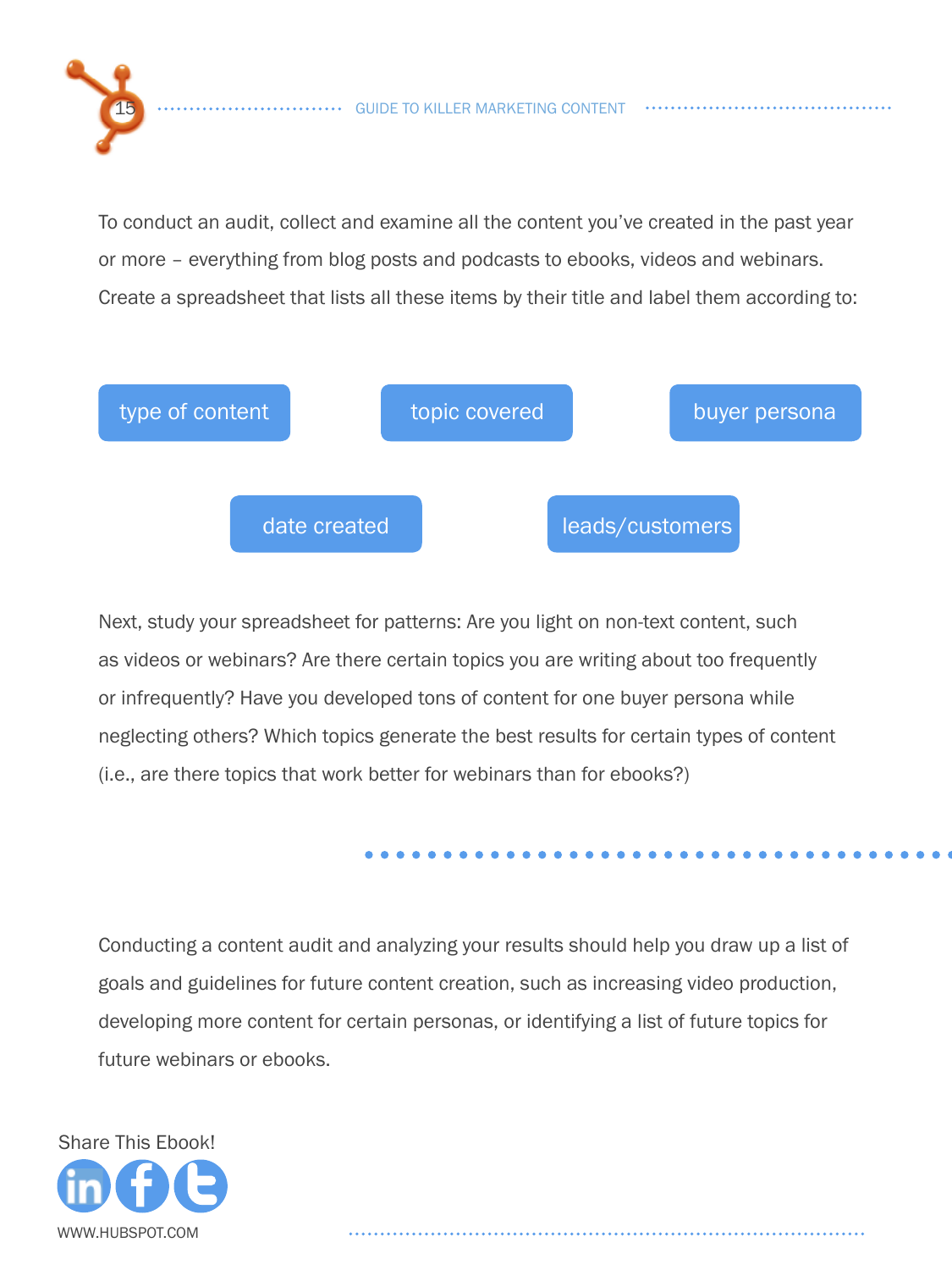To conduct an audit, collect and examine all the content you've created in the past year or more – everything from blog posts and podcasts to ebooks, videos and webinars. Create a spreadsheet that lists all these items by their title and label them according to:

- type of content
- topic covered
- buyer persona
- date created
- leads/customers

Next, study your spreadsheet for patterns: Are you light on non-text content, such as videos or webinars? Are there certain topics you are writing about too frequently or infrequently? Have you developed tons of content for one buyer persona while neglecting others? Which topics generate the best results for certain types of content (i.e., are there topics that work better for webinars than for ebooks?)

Conducting a content audit and analyzing your results should help you draw up a list of goals and guidelines for future content creation, such as increasing video production, developing more content for certain personas, or identifying a list of future topics for future webinars or ebooks.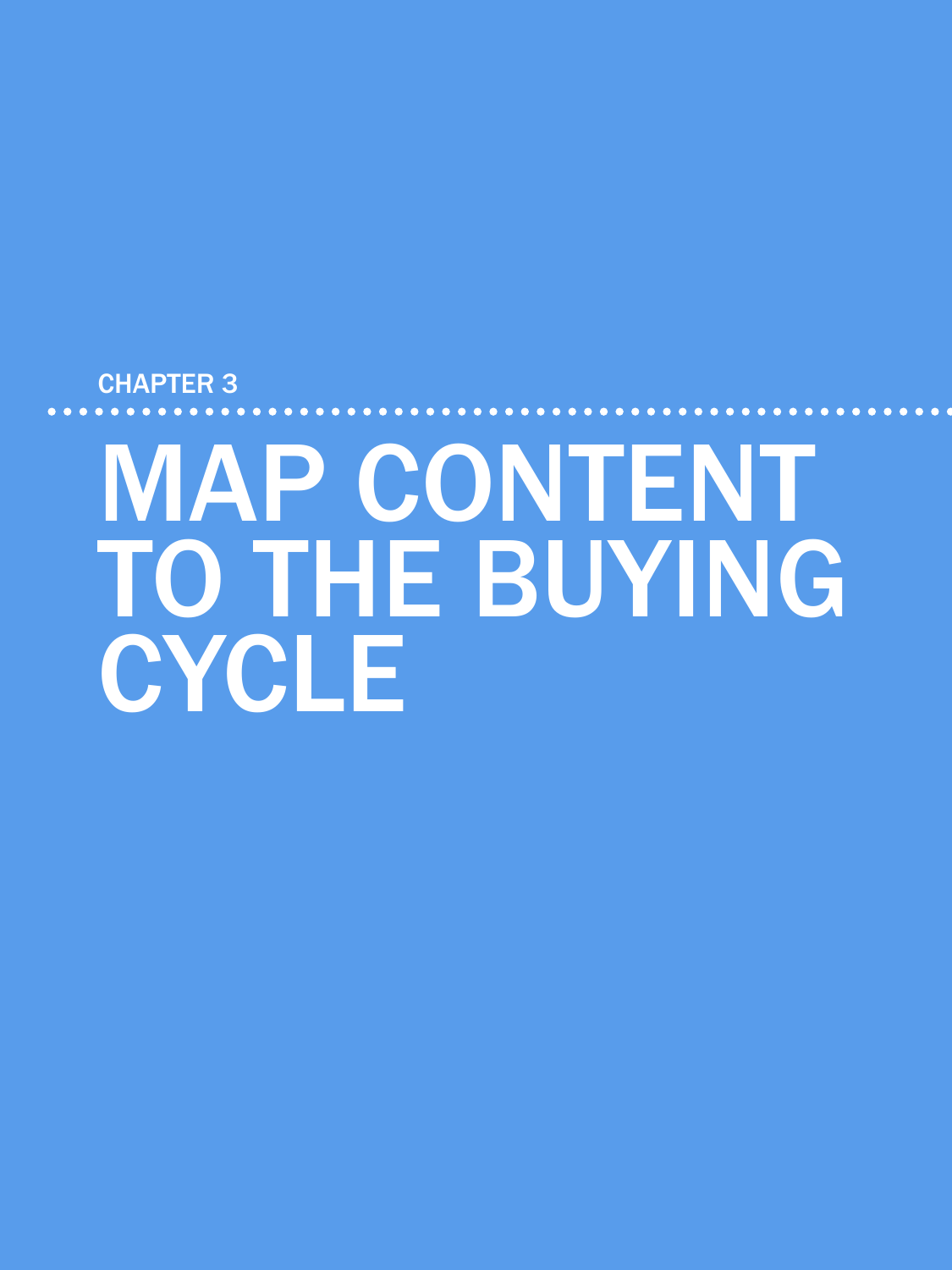CHAPTER 3

# MAP CONTENT TO THE BUYING CYCLE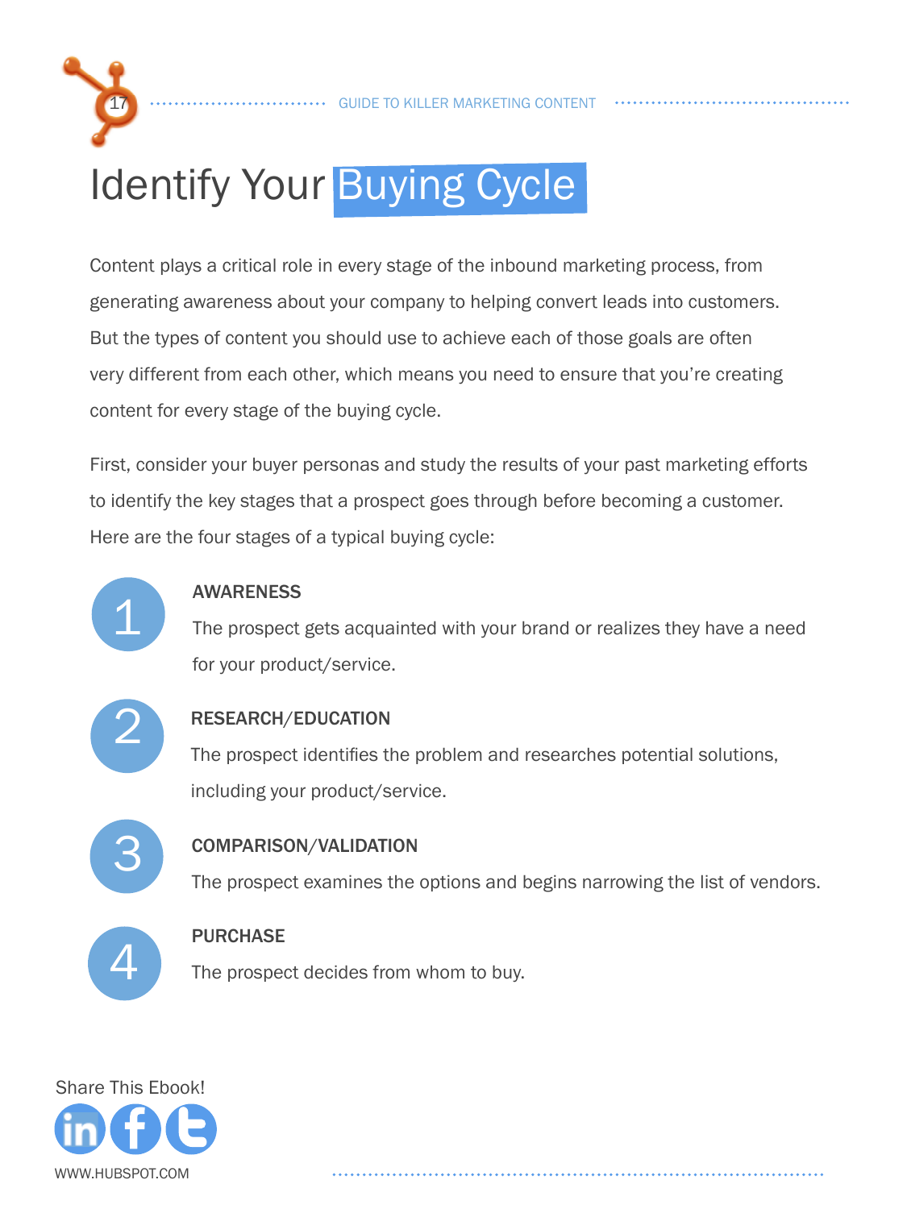# Identify Your Buying Cycle

Content plays a critical role in every stage of the inbound marketing process, from generating awareness about your company to helping convert leads into customers. But the types of content you should use to achieve each of those goals are often very different from each other, which means you need to ensure that you're creating content for every stage of the buying cycle.

First, consider your buyer personas and study the results of your past marketing efforts to identify the key stages that a prospect goes through before becoming a customer. Here are the four stages of a typical buying cycle:

1. **AWARENESS**
   The prospect gets acquainted with your brand or realizes they have a need for your product/service.

2. **RESEARCH/EDUCATION**
   The prospect identifies the problem and researches potential solutions, including your product/service.

3. **COMPARISON/VALIDATION**
   The prospect examines the options and begins narrowing the list of vendors.

4. **PURCHASE**
   The prospect decides from whom to buy.

Share This Ebook!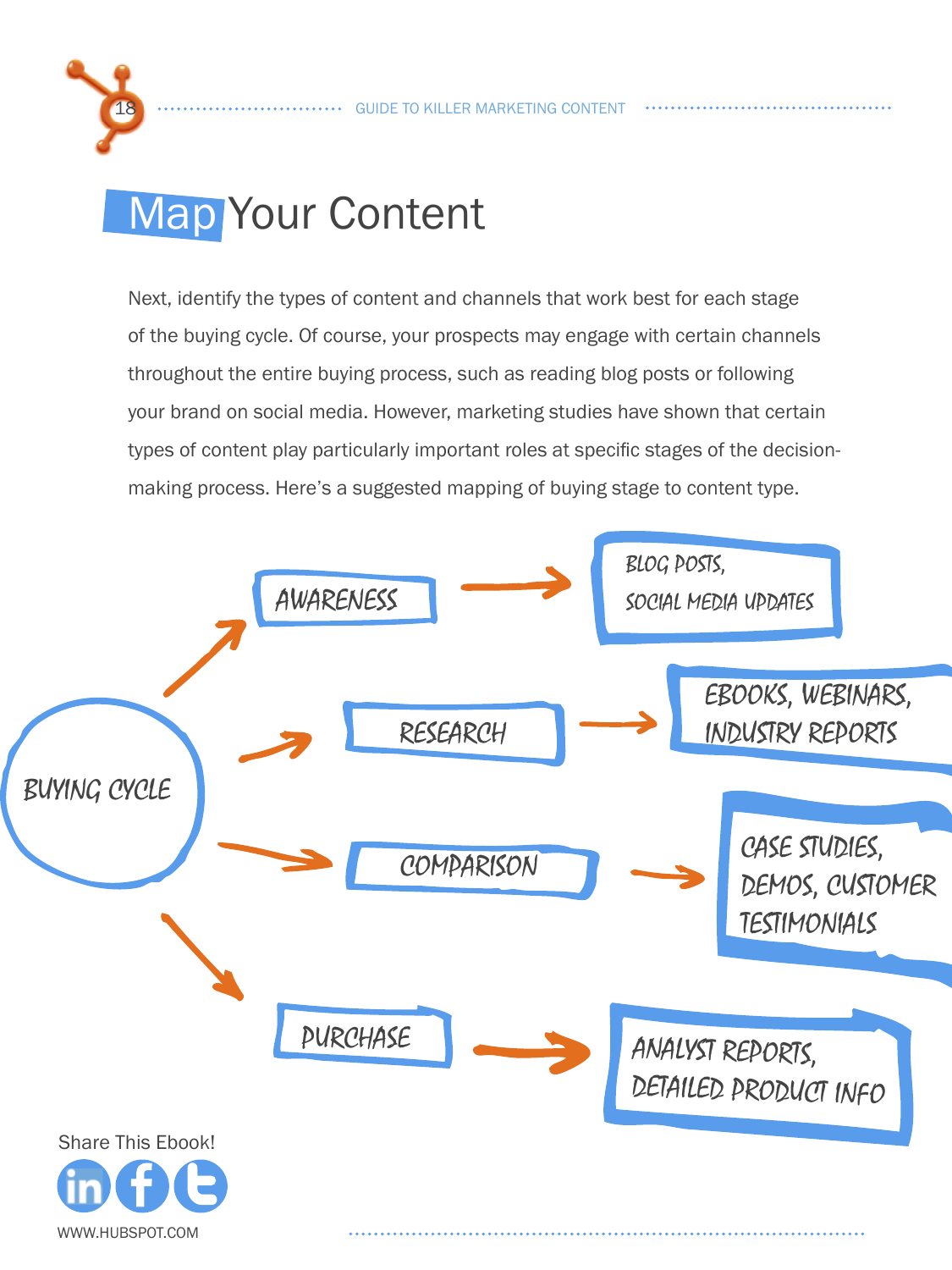# Map Your Content

Next, identify the types of content and channels that work best for each stage of the buying cycle. Of course, your prospects may engage with certain channels throughout the entire buying process, such as reading blog posts or following your brand on social media. However, marketing studies have shown that certain types of content play particularly important roles at specific stages of the decision-making process. Here's a suggested mapping of buying stage to content type.

BUYING CYCLE

- AWARENESS → BLOG POSTS, SOCIAL MEDIA UPDATES
- RESEARCH → EBOOKS, WEBINARS, INDUSTRY REPORTS
- COMPARISON → CASE STUDIES, DEMOS, CUSTOMER TESTIMONIALS
- PURCHASE → ANALYST REPORTS, DETAILED PRODUCT INFO

Share This Ebook!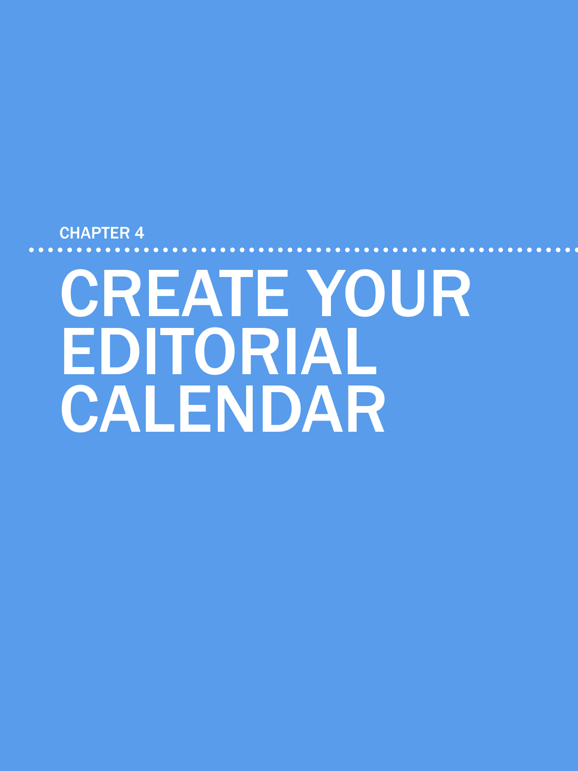CHAPTER 4

# CREATE YOUR EDITORIAL CALENDAR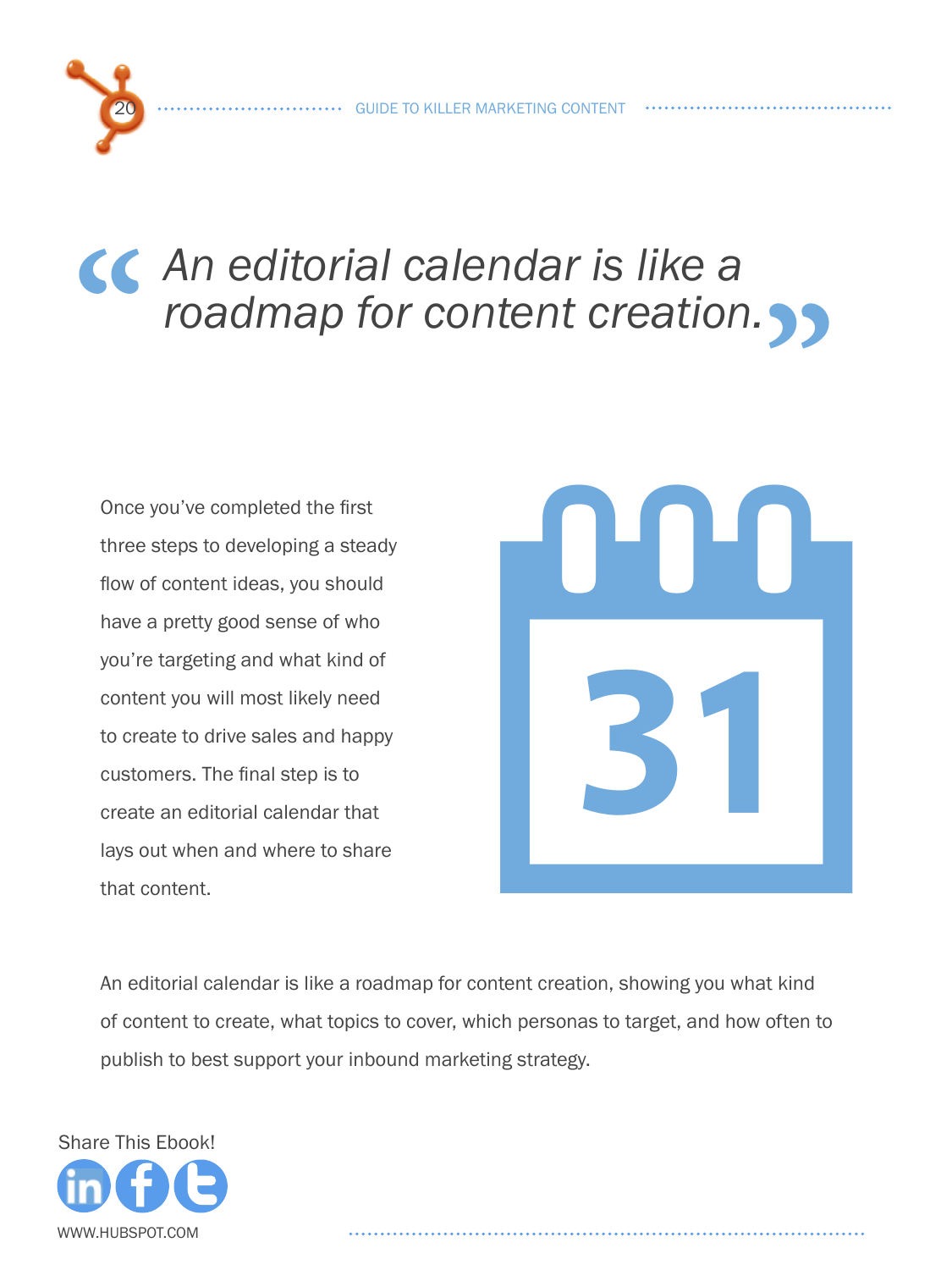> *"An editorial calendar is like a roadmap for content creation."*

Once you've completed the first three steps to developing a steady flow of content ideas, you should have a pretty good sense of who you're targeting and what kind of content you will most likely need to create to drive sales and happy customers. The final step is to create an editorial calendar that lays out when and where to share that content.

An editorial calendar is like a roadmap for content creation, showing you what kind of content to create, what topics to cover, which personas to target, and how often to publish to best support your inbound marketing strategy.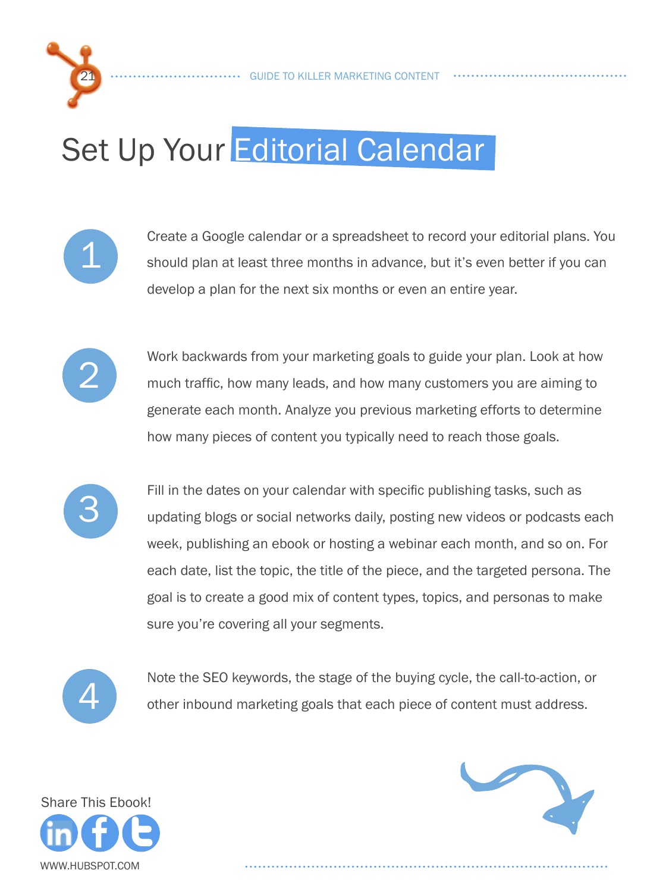# Set Up Your Editorial Calendar

1. Create a Google calendar or a spreadsheet to record your editorial plans. You should plan at least three months in advance, but it's even better if you can develop a plan for the next six months or even an entire year.

2. Work backwards from your marketing goals to guide your plan. Look at how much traffic, how many leads, and how many customers you are aiming to generate each month. Analyze you previous marketing efforts to determine how many pieces of content you typically need to reach those goals.

3. Fill in the dates on your calendar with specific publishing tasks, such as updating blogs or social networks daily, posting new videos or podcasts each week, publishing an ebook or hosting a webinar each month, and so on. For each date, list the topic, the title of the piece, and the targeted persona. The goal is to create a good mix of content types, topics, and personas to make sure you're covering all your segments.

4. Note the SEO keywords, the stage of the buying cycle, the call-to-action, or other inbound marketing goals that each piece of content must address.

Share This Ebook!

WWW.HUBSPOT.COM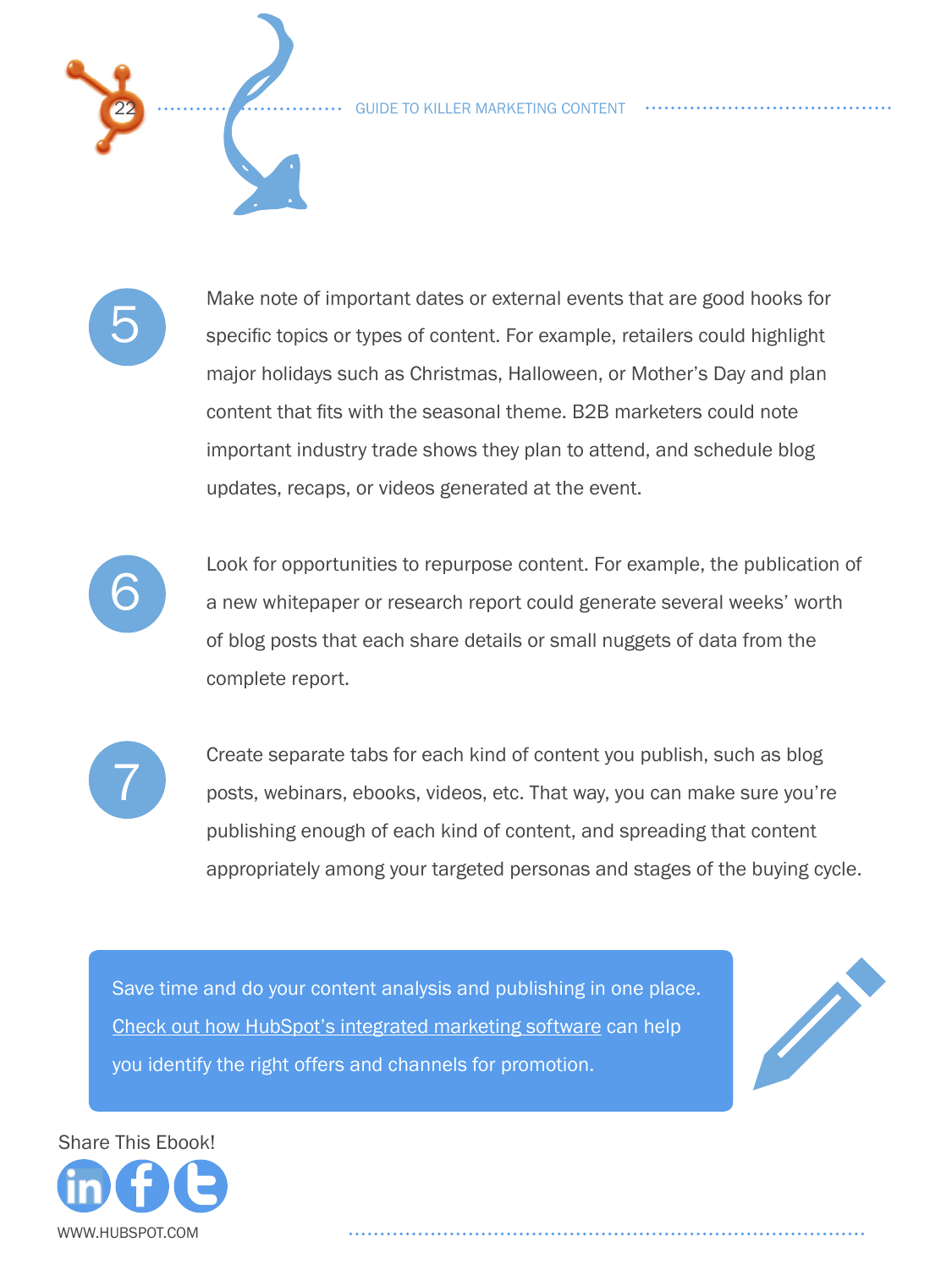5. Make note of important dates or external events that are good hooks for specific topics or types of content. For example, retailers could highlight major holidays such as Christmas, Halloween, or Mother's Day and plan content that fits with the seasonal theme. B2B marketers could note important industry trade shows they plan to attend, and schedule blog updates, recaps, or videos generated at the event.

6. Look for opportunities to repurpose content. For example, the publication of a new whitepaper or research report could generate several weeks' worth of blog posts that each share details or small nuggets of data from the complete report.

7. Create separate tabs for each kind of content you publish, such as blog posts, webinars, ebooks, videos, etc. That way, you can make sure you're publishing enough of each kind of content, and spreading that content appropriately among your targeted personas and stages of the buying cycle.

Save time and do your content analysis and publishing in one place. Check out how HubSpot's integrated marketing software can help you identify the right offers and channels for promotion.

Share This Ebook!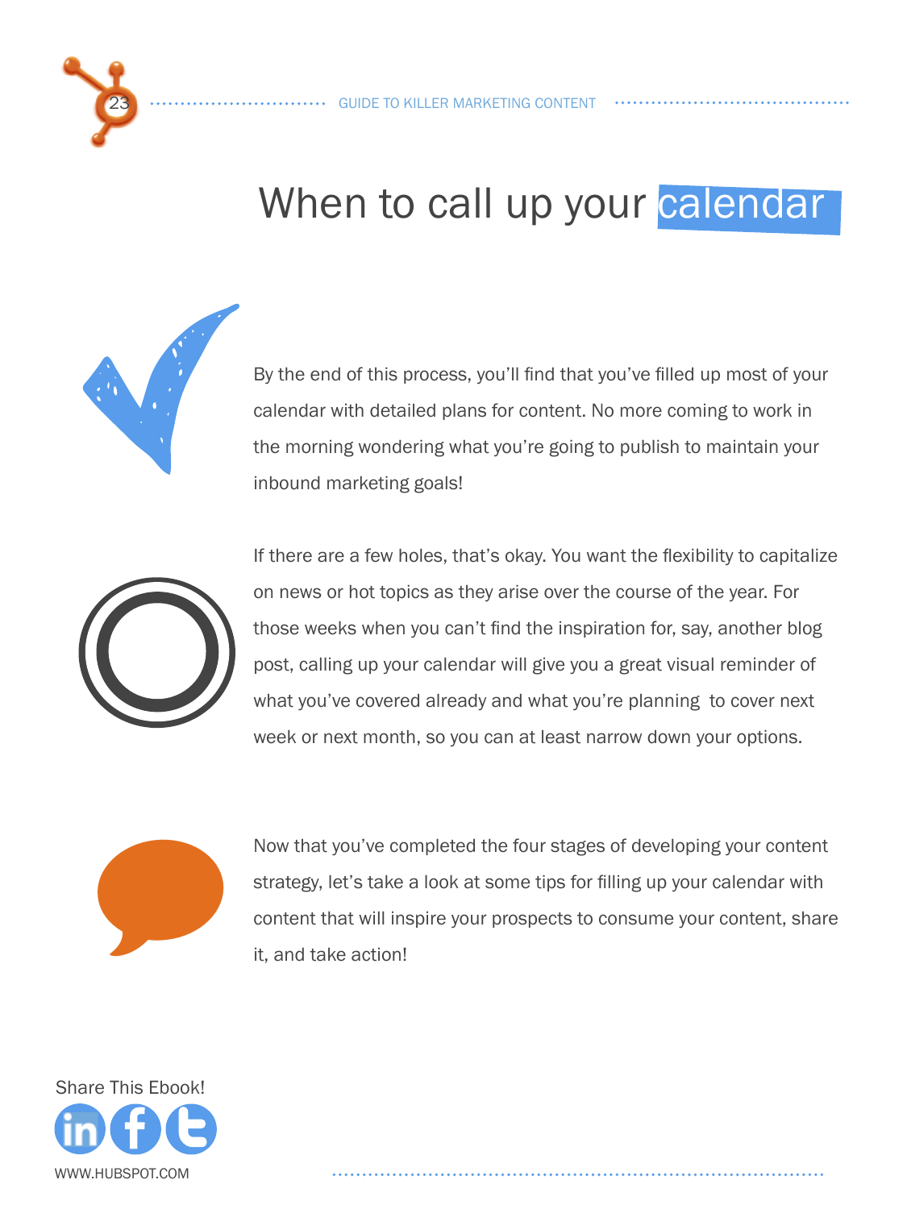# When to call up your calendar

By the end of this process, you'll find that you've filled up most of your calendar with detailed plans for content. No more coming to work in the morning wondering what you're going to publish to maintain your inbound marketing goals!

If there are a few holes, that's okay. You want the flexibility to capitalize on news or hot topics as they arise over the course of the year. For those weeks when you can't find the inspiration for, say, another blog post, calling up your calendar will give you a great visual reminder of what you've covered already and what you're planning to cover next week or next month, so you can at least narrow down your options.

Now that you've completed the four stages of developing your content strategy, let's take a look at some tips for filling up your calendar with content that will inspire your prospects to consume your content, share it, and take action!

Share This Ebook!

WWW.HUBSPOT.COM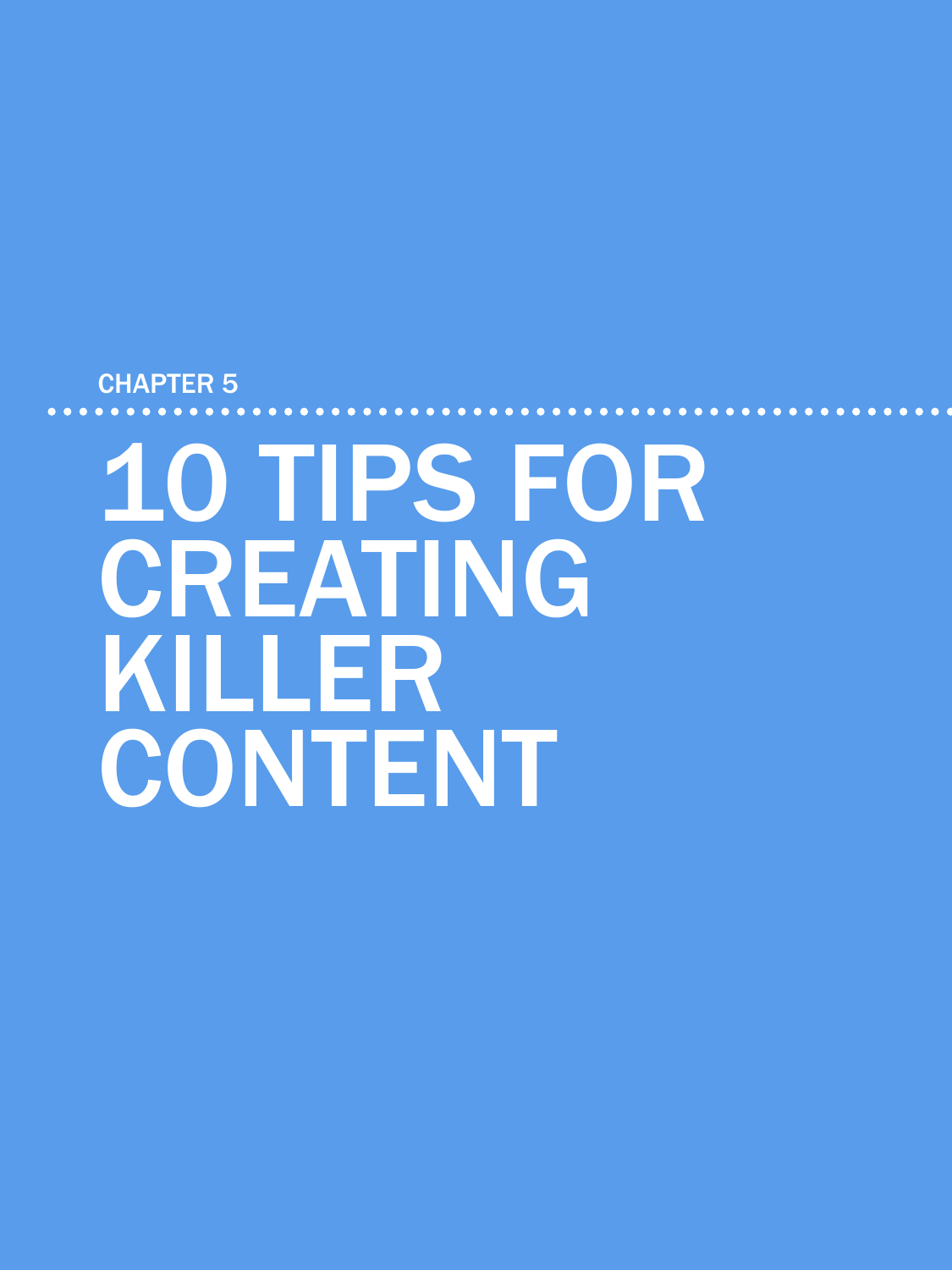CHAPTER 5

# 10 TIPS FOR CREATING KILLER CONTENT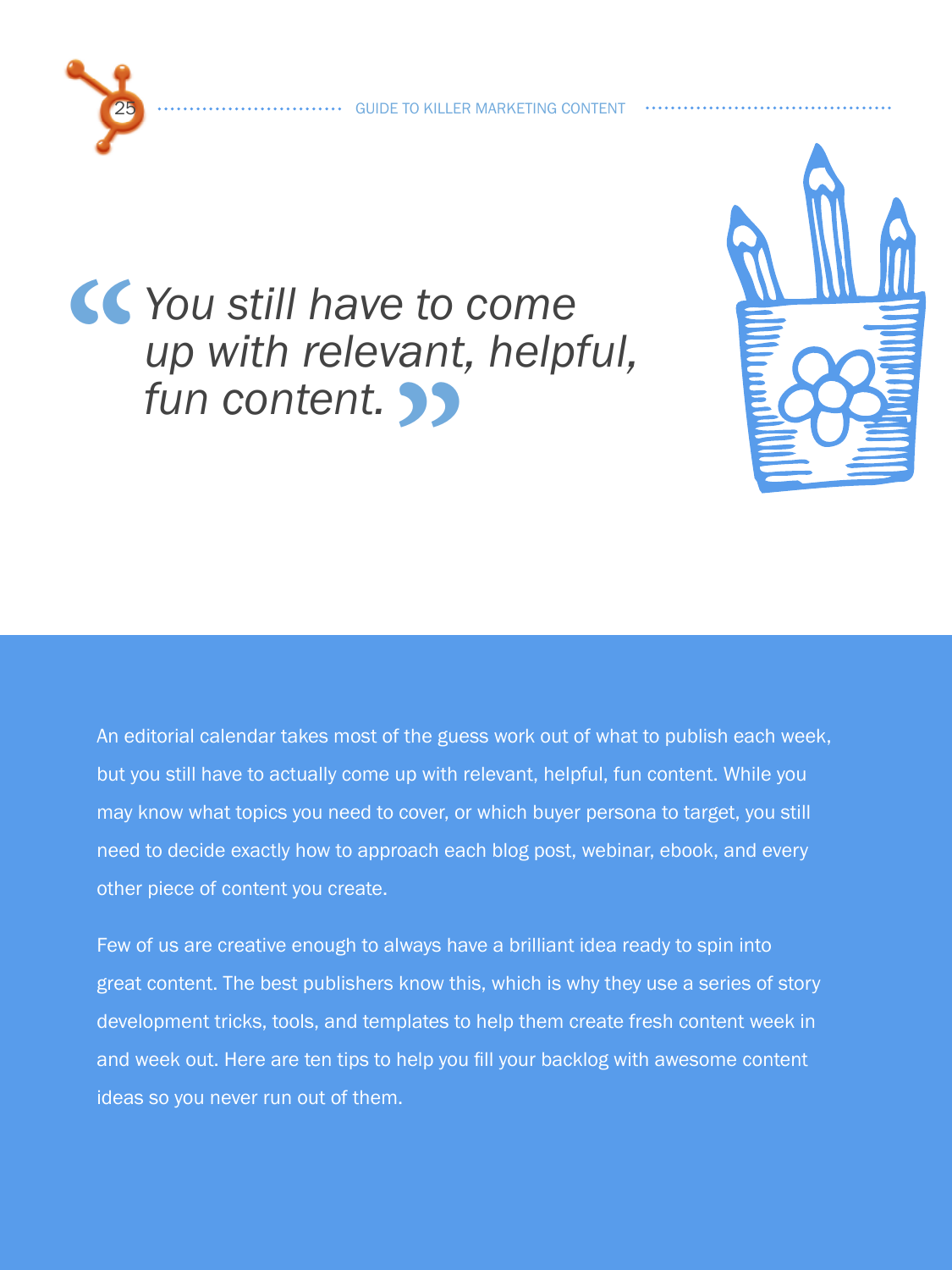> *You still have to come up with relevant, helpful, fun content.*

An editorial calendar takes most of the guess work out of what to publish each week, but you still have to actually come up with relevant, helpful, fun content. While you may know what topics you need to cover, or which buyer persona to target, you still need to decide exactly how to approach each blog post, webinar, ebook, and every other piece of content you create.

Few of us are creative enough to always have a brilliant idea ready to spin into great content. The best publishers know this, which is why they use a series of story development tricks, tools, and templates to help them create fresh content week in and week out. Here are ten tips to help you fill your backlog with awesome content ideas so you never run out of them.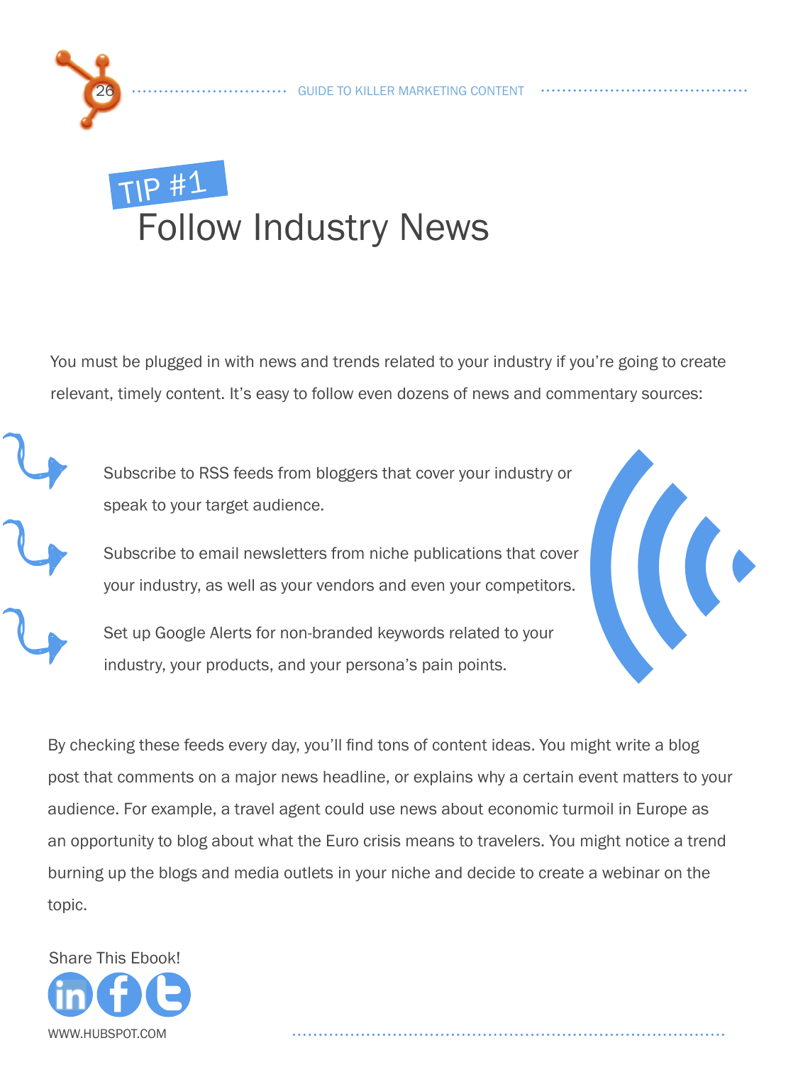## TIP #1

# Follow Industry News

You must be plugged in with news and trends related to your industry if you're going to create relevant, timely content. It's easy to follow even dozens of news and commentary sources:

- Subscribe to RSS feeds from bloggers that cover your industry or speak to your target audience.
- Subscribe to email newsletters from niche publications that cover your industry, as well as your vendors and even your competitors.
- Set up Google Alerts for non-branded keywords related to your industry, your products, and your persona's pain points.

By checking these feeds every day, you'll find tons of content ideas. You might write a blog post that comments on a major news headline, or explains why a certain event matters to your audience. For example, a travel agent could use news about economic turmoil in Europe as an opportunity to blog about what the Euro crisis means to travelers. You might notice a trend burning up the blogs and media outlets in your niche and decide to create a webinar on the topic.

Share This Ebook!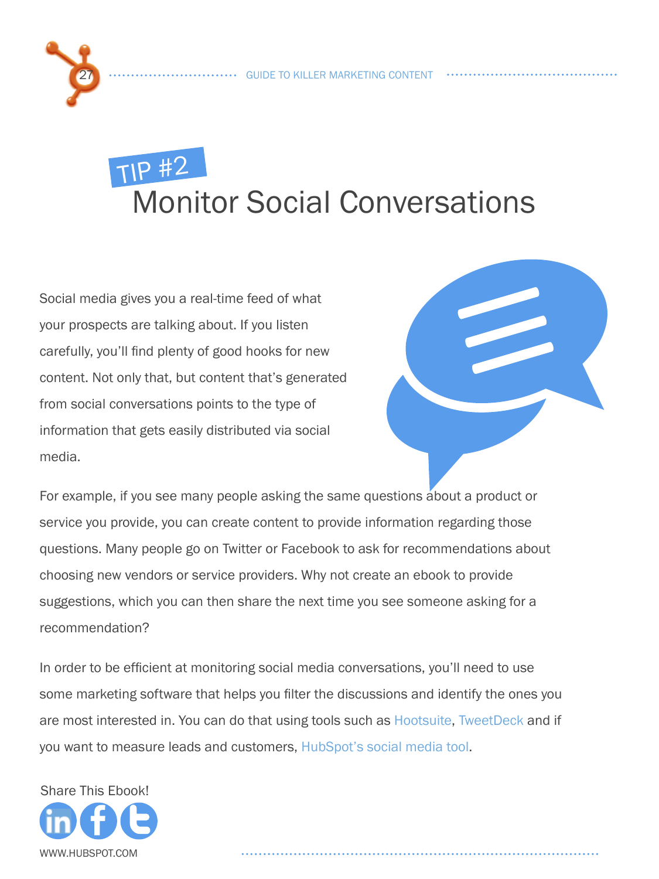TIP #2

# Monitor Social Conversations

Social media gives you a real-time feed of what your prospects are talking about. If you listen carefully, you'll find plenty of good hooks for new content. Not only that, but content that's generated from social conversations points to the type of information that gets easily distributed via social media.

For example, if you see many people asking the same questions about a product or service you provide, you can create content to provide information regarding those questions. Many people go on Twitter or Facebook to ask for recommendations about choosing new vendors or service providers. Why not create an ebook to provide suggestions, which you can then share the next time you see someone asking for a recommendation?

In order to be efficient at monitoring social media conversations, you'll need to use some marketing software that helps you filter the discussions and identify the ones you are most interested in. You can do that using tools such as Hootsuite, TweetDeck and if you want to measure leads and customers, HubSpot's social media tool.

Share This Ebook!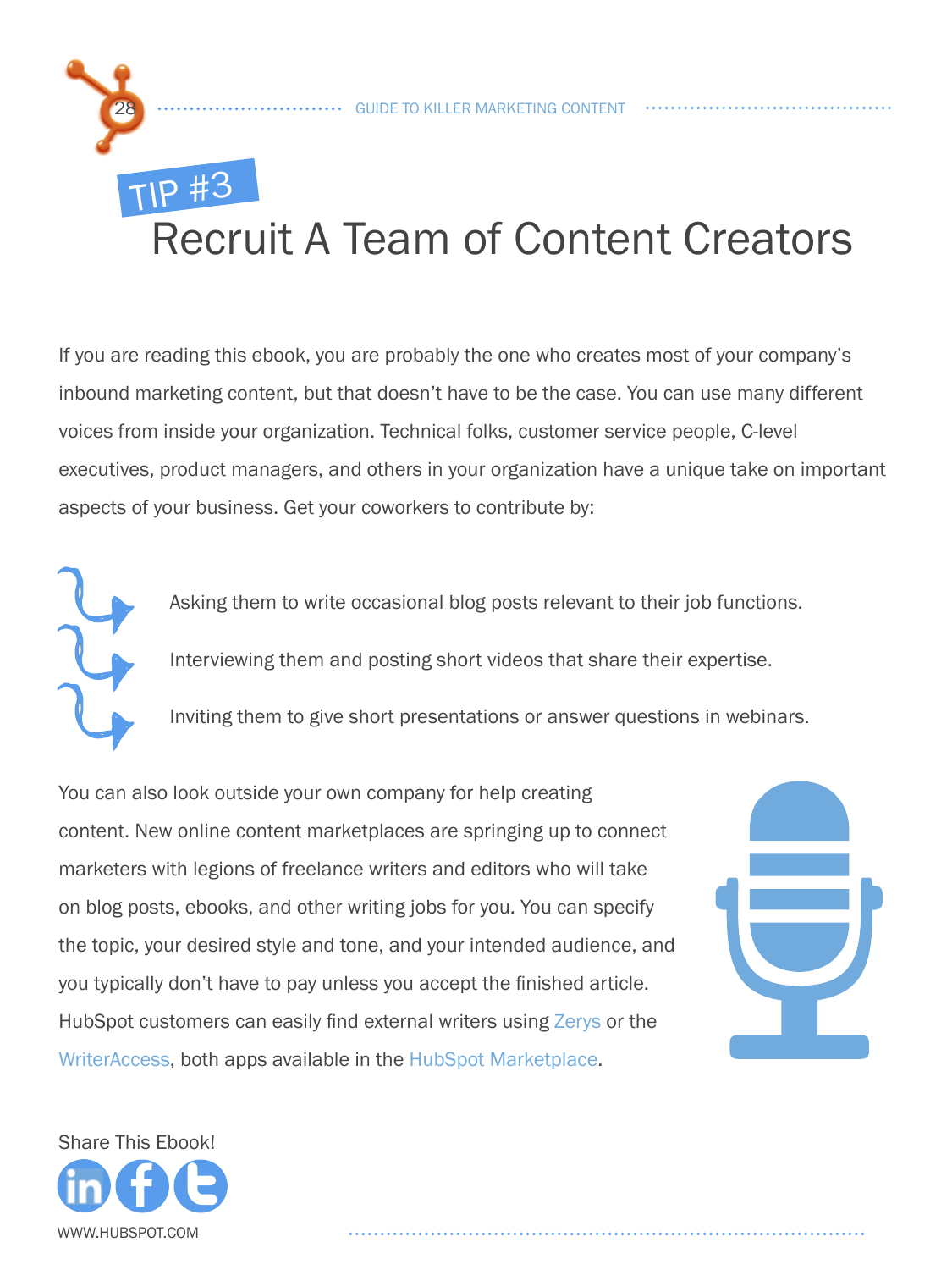## TIP #3

# Recruit A Team of Content Creators

If you are reading this ebook, you are probably the one who creates most of your company's inbound marketing content, but that doesn't have to be the case. You can use many different voices from inside your organization. Technical folks, customer service people, C-level executives, product managers, and others in your organization have a unique take on important aspects of your business. Get your coworkers to contribute by:

- Asking them to write occasional blog posts relevant to their job functions.
- Interviewing them and posting short videos that share their expertise.
- Inviting them to give short presentations or answer questions in webinars.

You can also look outside your own company for help creating content. New online content marketplaces are springing up to connect marketers with legions of freelance writers and editors who will take on blog posts, ebooks, and other writing jobs for you. You can specify the topic, your desired style and tone, and your intended audience, and you typically don't have to pay unless you accept the finished article. HubSpot customers can easily find external writers using Zerys or the WriterAccess, both apps available in the HubSpot Marketplace.

Share This Ebook!

WWW.HUBSPOT.COM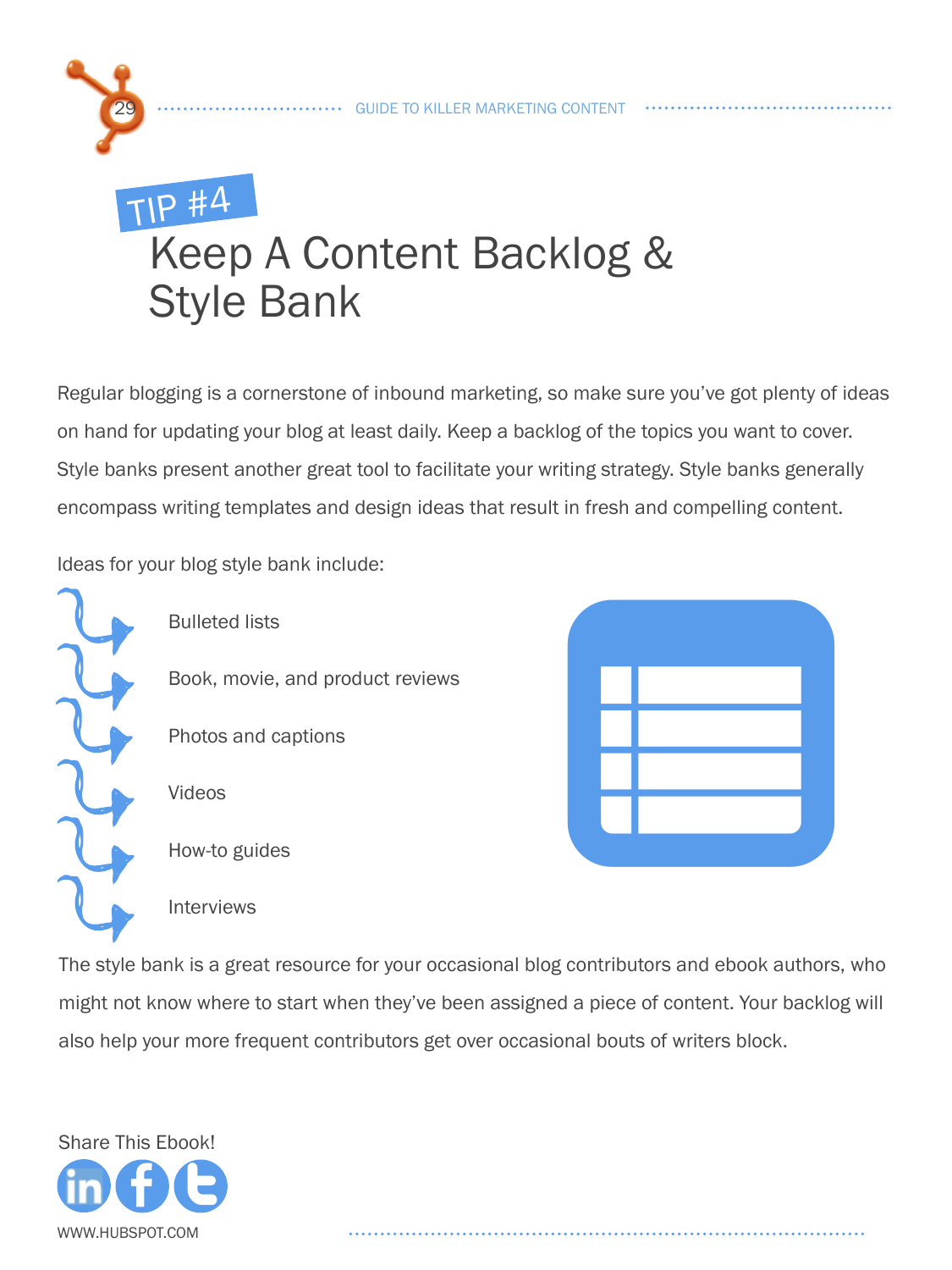TIP #4

# Keep A Content Backlog & Style Bank

Regular blogging is a cornerstone of inbound marketing, so make sure you've got plenty of ideas on hand for updating your blog at least daily. Keep a backlog of the topics you want to cover. Style banks present another great tool to facilitate your writing strategy. Style banks generally encompass writing templates and design ideas that result in fresh and compelling content.

Ideas for your blog style bank include:

- Bulleted lists
- Book, movie, and product reviews
- Photos and captions
- Videos
- How-to guides
- Interviews

The style bank is a great resource for your occasional blog contributors and ebook authors, who might not know where to start when they've been assigned a piece of content. Your backlog will also help your more frequent contributors get over occasional bouts of writers block.

Share This Ebook!

WWW.HUBSPOT.COM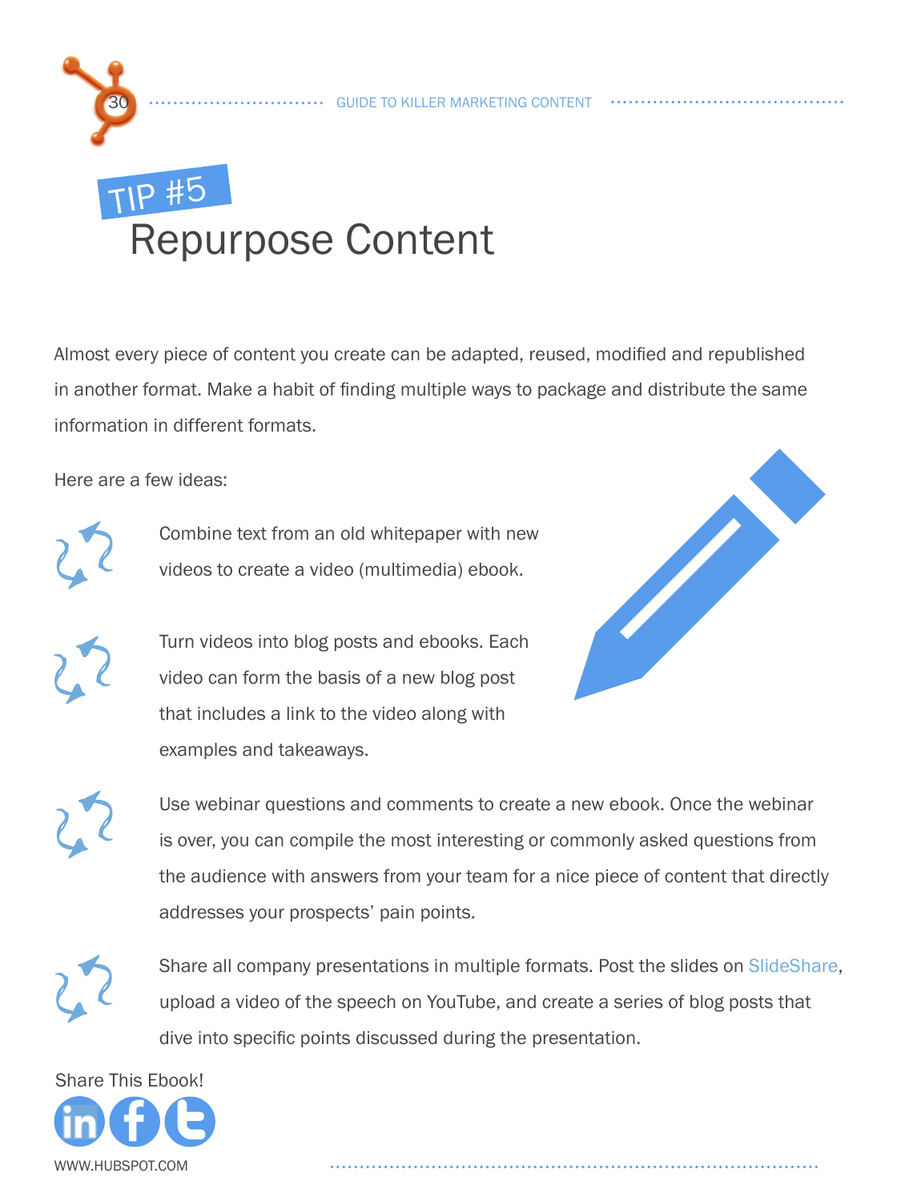# TIP #5
# Repurpose Content

Almost every piece of content you create can be adapted, reused, modified and republished in another format. Make a habit of finding multiple ways to package and distribute the same information in different formats.

Here are a few ideas:

- Combine text from an old whitepaper with new videos to create a video (multimedia) ebook.
- Turn videos into blog posts and ebooks. Each video can form the basis of a new blog post that includes a link to the video along with examples and takeaways.
- Use webinar questions and comments to create a new ebook. Once the webinar is over, you can compile the most interesting or commonly asked questions from the audience with answers from your team for a nice piece of content that directly addresses your prospects' pain points.
- Share all company presentations in multiple formats. Post the slides on SlideShare, upload a video of the speech on YouTube, and create a series of blog posts that dive into specific points discussed during the presentation.

Share This Ebook!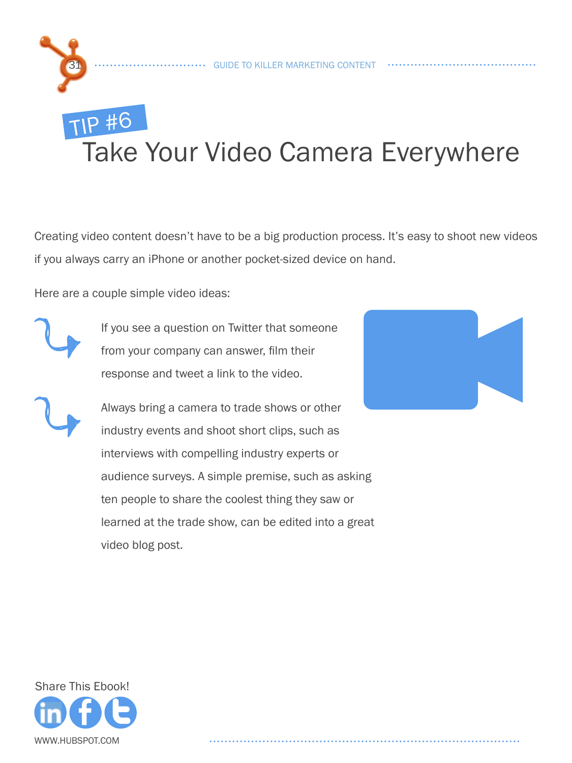# TIP #6 Take Your Video Camera Everywhere

Creating video content doesn't have to be a big production process. It's easy to shoot new videos if you always carry an iPhone or another pocket-sized device on hand.

Here are a couple simple video ideas:

- If you see a question on Twitter that someone from your company can answer, film their response and tweet a link to the video.
- Always bring a camera to trade shows or other industry events and shoot short clips, such as interviews with compelling industry experts or audience surveys. A simple premise, such as asking ten people to share the coolest thing they saw or learned at the trade show, can be edited into a great video blog post.

Share This Ebook!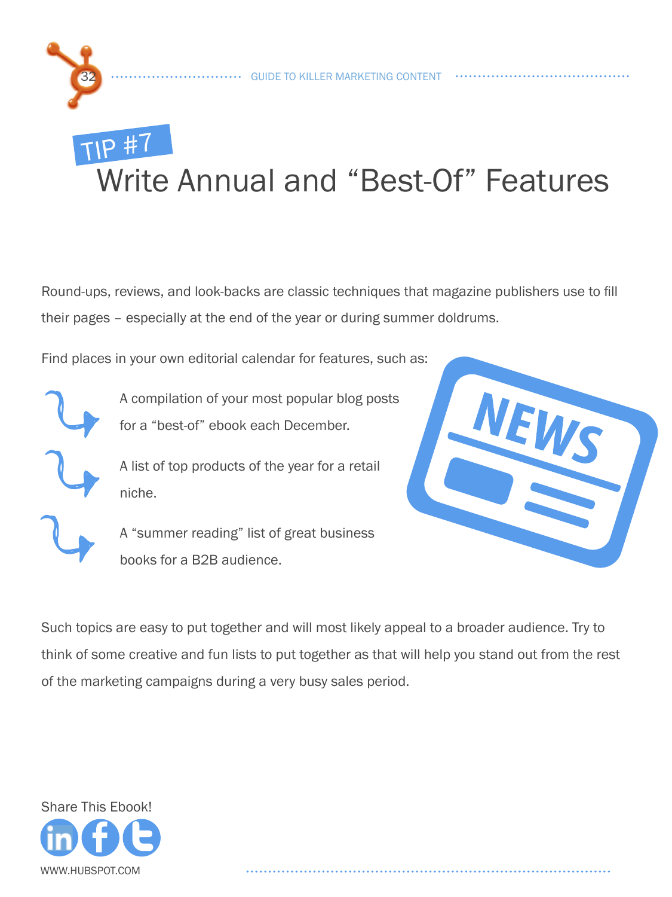# TIP #7 Write Annual and “Best-Of” Features

Round-ups, reviews, and look-backs are classic techniques that magazine publishers use to fill their pages – especially at the end of the year or during summer doldrums.

Find places in your own editorial calendar for features, such as:

- A compilation of your most popular blog posts for a “best-of” ebook each December.
- A list of top products of the year for a retail niche.
- A “summer reading” list of great business books for a B2B audience.

Such topics are easy to put together and will most likely appeal to a broader audience. Try to think of some creative and fun lists to put together as that will help you stand out from the rest of the marketing campaigns during a very busy sales period.

Share This Ebook!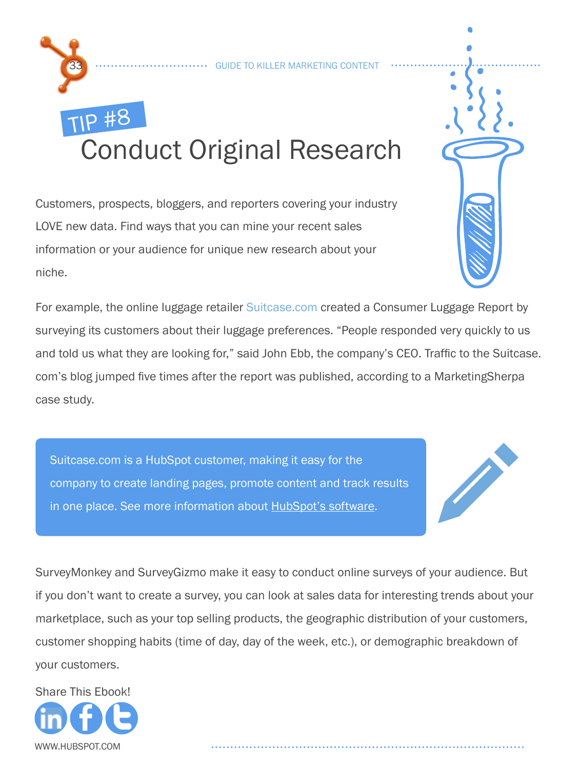## TIP #8
# Conduct Original Research

Customers, prospects, bloggers, and reporters covering your industry LOVE new data. Find ways that you can mine your recent sales information or your audience for unique new research about your niche.

For example, the online luggage retailer Suitcase.com created a Consumer Luggage Report by surveying its customers about their luggage preferences. "People responded very quickly to us and told us what they are looking for," said John Ebb, the company's CEO. Traffic to the Suitcase.com's blog jumped five times after the report was published, according to a MarketingSherpa case study.

> Suitcase.com is a HubSpot customer, making it easy for the company to create landing pages, promote content and track results in one place. See more information about HubSpot's software.

SurveyMonkey and SurveyGizmo make it easy to conduct online surveys of your audience. But if you don't want to create a survey, you can look at sales data for interesting trends about your marketplace, such as your top selling products, the geographic distribution of your customers, customer shopping habits (time of day, day of the week, etc.), or demographic breakdown of your customers.

Share This Ebook!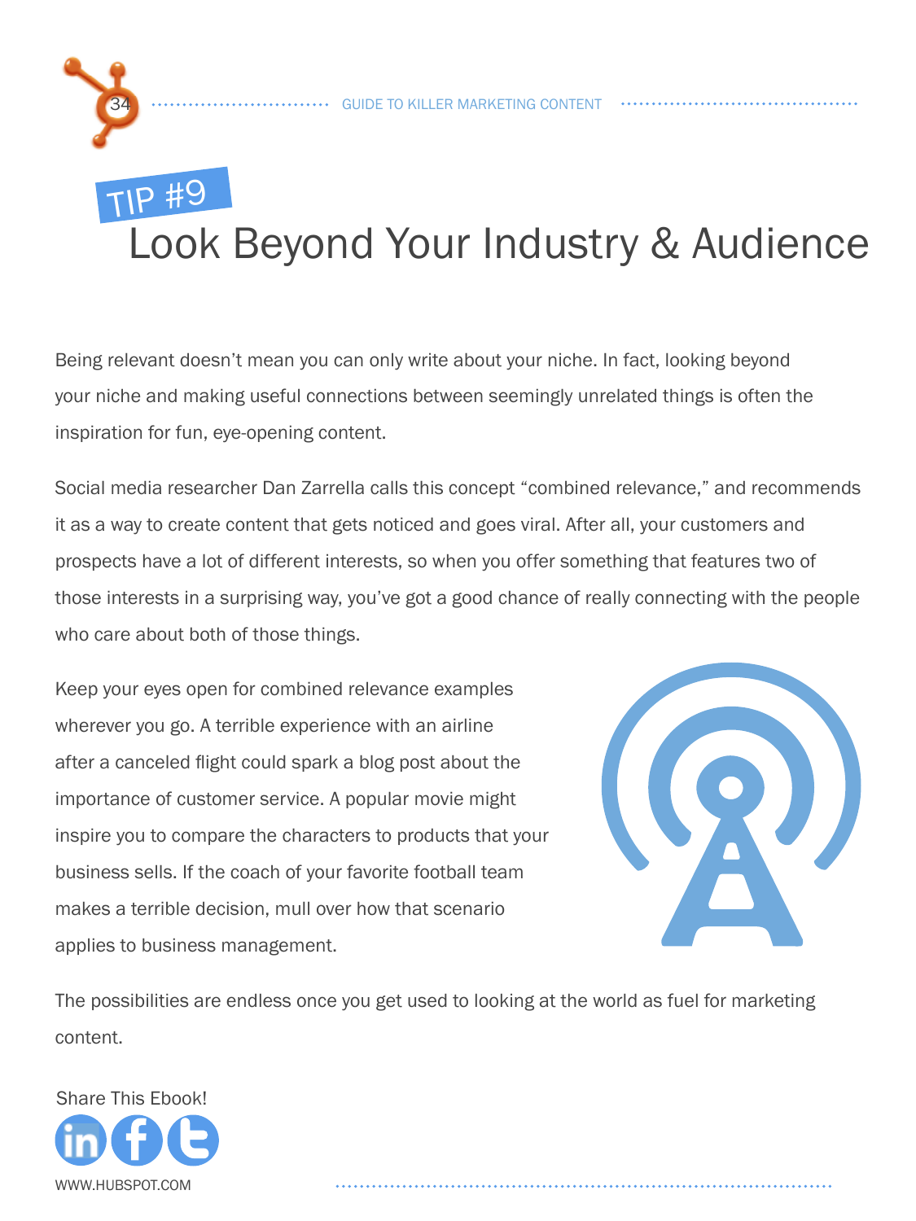## TIP #9

# Look Beyond Your Industry & Audience

Being relevant doesn't mean you can only write about your niche. In fact, looking beyond your niche and making useful connections between seemingly unrelated things is often the inspiration for fun, eye-opening content.

Social media researcher Dan Zarrella calls this concept "combined relevance," and recommends it as a way to create content that gets noticed and goes viral. After all, your customers and prospects have a lot of different interests, so when you offer something that features two of those interests in a surprising way, you've got a good chance of really connecting with the people who care about both of those things.

Keep your eyes open for combined relevance examples wherever you go. A terrible experience with an airline after a canceled flight could spark a blog post about the importance of customer service. A popular movie might inspire you to compare the characters to products that your business sells. If the coach of your favorite football team makes a terrible decision, mull over how that scenario applies to business management.

The possibilities are endless once you get used to looking at the world as fuel for marketing content.

Share This Ebook!

WWW.HUBSPOT.COM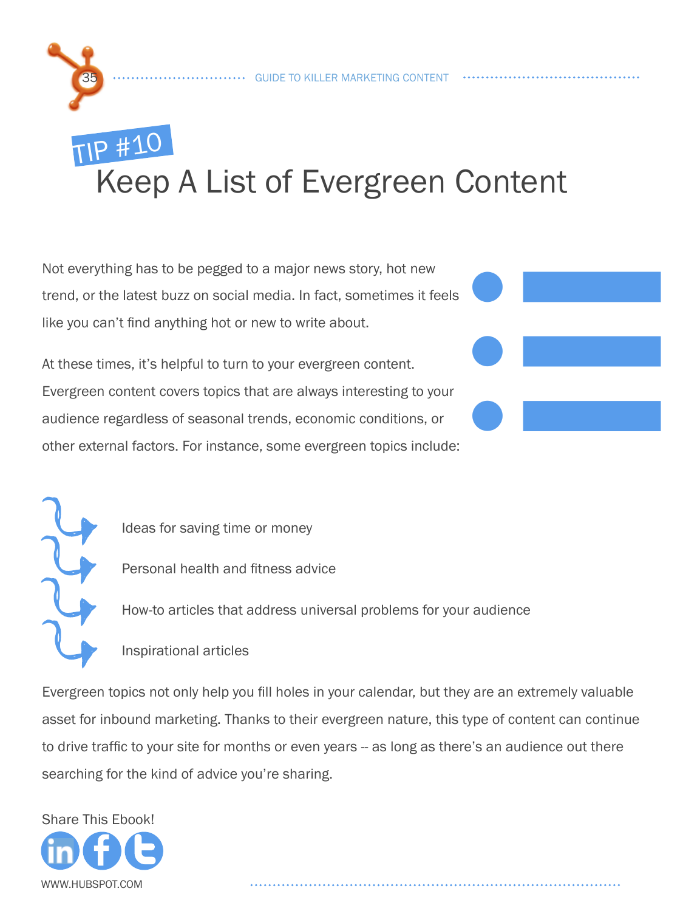TIP #10

# Keep A List of Evergreen Content

Not everything has to be pegged to a major news story, hot new trend, or the latest buzz on social media. In fact, sometimes it feels like you can't find anything hot or new to write about.

At these times, it's helpful to turn to your evergreen content. Evergreen content covers topics that are always interesting to your audience regardless of seasonal trends, economic conditions, or other external factors. For instance, some evergreen topics include:

- Ideas for saving time or money
- Personal health and fitness advice
- How-to articles that address universal problems for your audience
- Inspirational articles

Evergreen topics not only help you fill holes in your calendar, but they are an extremely valuable asset for inbound marketing. Thanks to their evergreen nature, this type of content can continue to drive traffic to your site for months or even years -- as long as there's an audience out there searching for the kind of advice you're sharing.

Share This Ebook!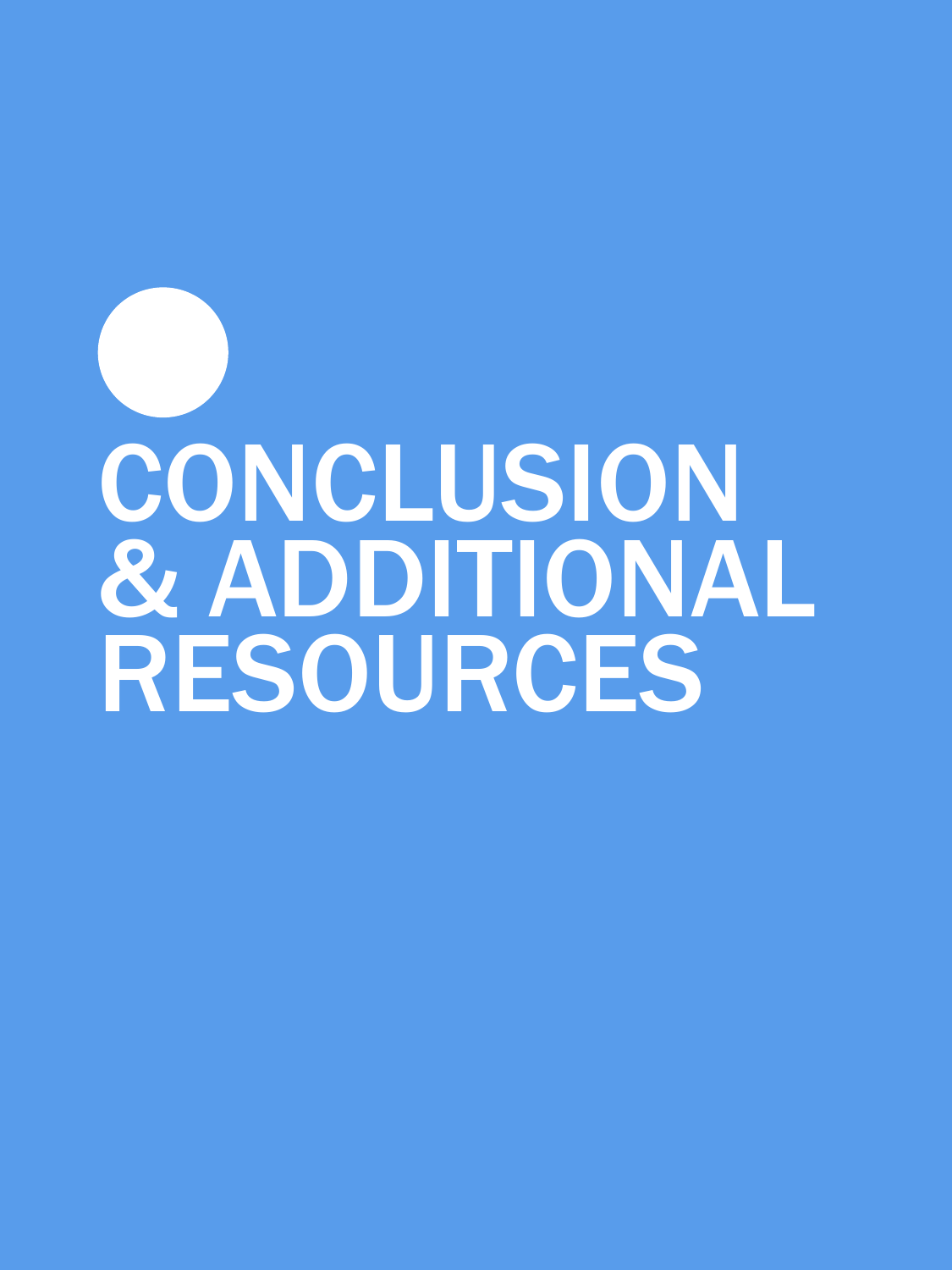# CONCLUSION & ADDITIONAL RESOURCES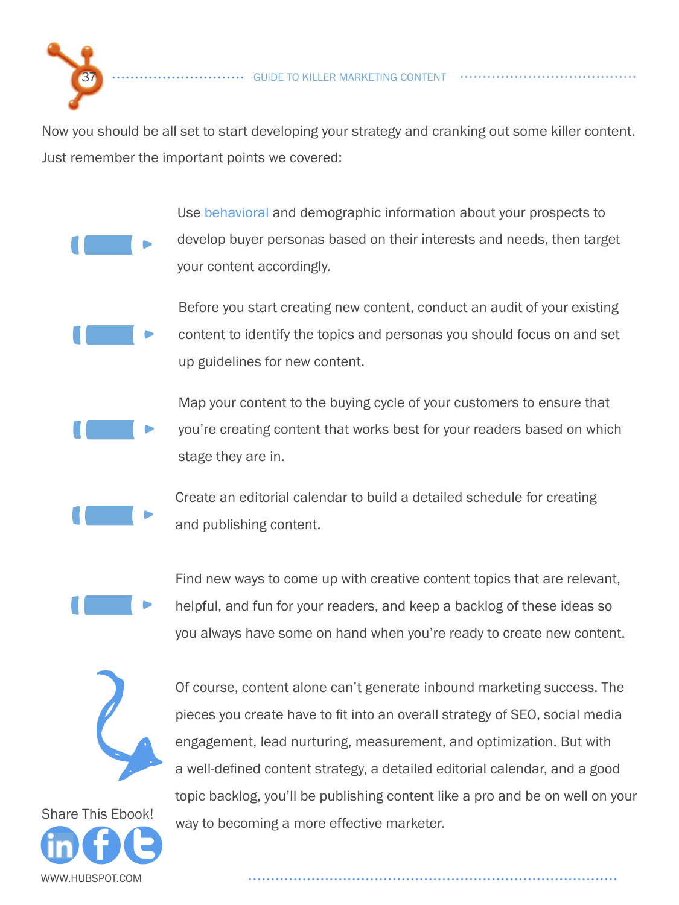Now you should be all set to start developing your strategy and cranking out some killer content. Just remember the important points we covered:

- Use behavioral and demographic information about your prospects to develop buyer personas based on their interests and needs, then target your content accordingly.
- Before you start creating new content, conduct an audit of your existing content to identify the topics and personas you should focus on and set up guidelines for new content.
- Map your content to the buying cycle of your customers to ensure that you're creating content that works best for your readers based on which stage they are in.
- Create an editorial calendar to build a detailed schedule for creating and publishing content.
- Find new ways to come up with creative content topics that are relevant, helpful, and fun for your readers, and keep a backlog of these ideas so you always have some on hand when you're ready to create new content.

Of course, content alone can't generate inbound marketing success. The pieces you create have to fit into an overall strategy of SEO, social media engagement, lead nurturing, measurement, and optimization. But with a well-defined content strategy, a detailed editorial calendar, and a good topic backlog, you'll be publishing content like a pro and be on well on your way to becoming a more effective marketer.

Share This Ebook!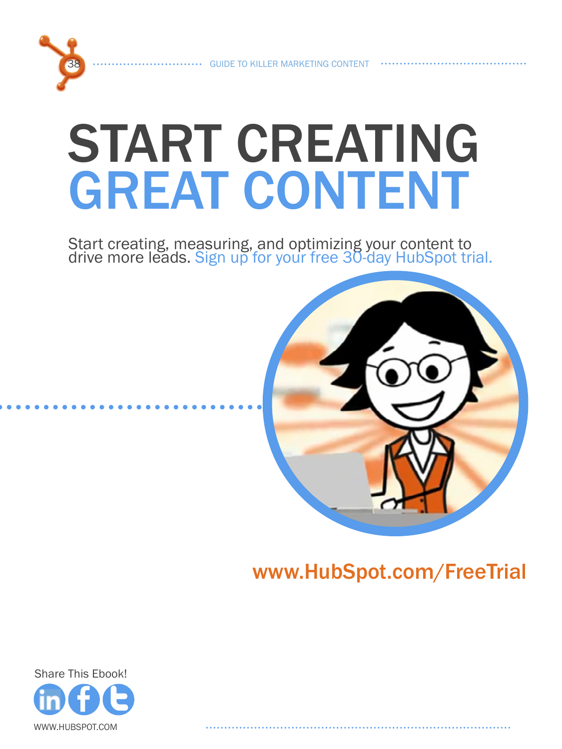# START CREATING GREAT CONTENT

Start creating, measuring, and optimizing your content to drive more leads. Sign up for your free 30-day HubSpot trial.

www.HubSpot.com/FreeTrial

Share This Ebook!

WWW.HUBSPOT.COM